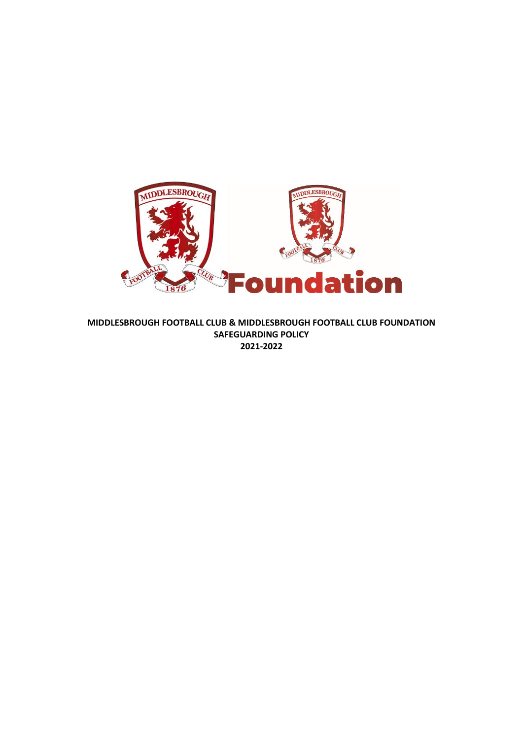**MIDDLESBROUGH FOOTBALL CLUB & MIDDLESBROUGH FOOTBALL CLUB FOUNDATION**
**SAFEGUARDING POLICY**
**2021-2022**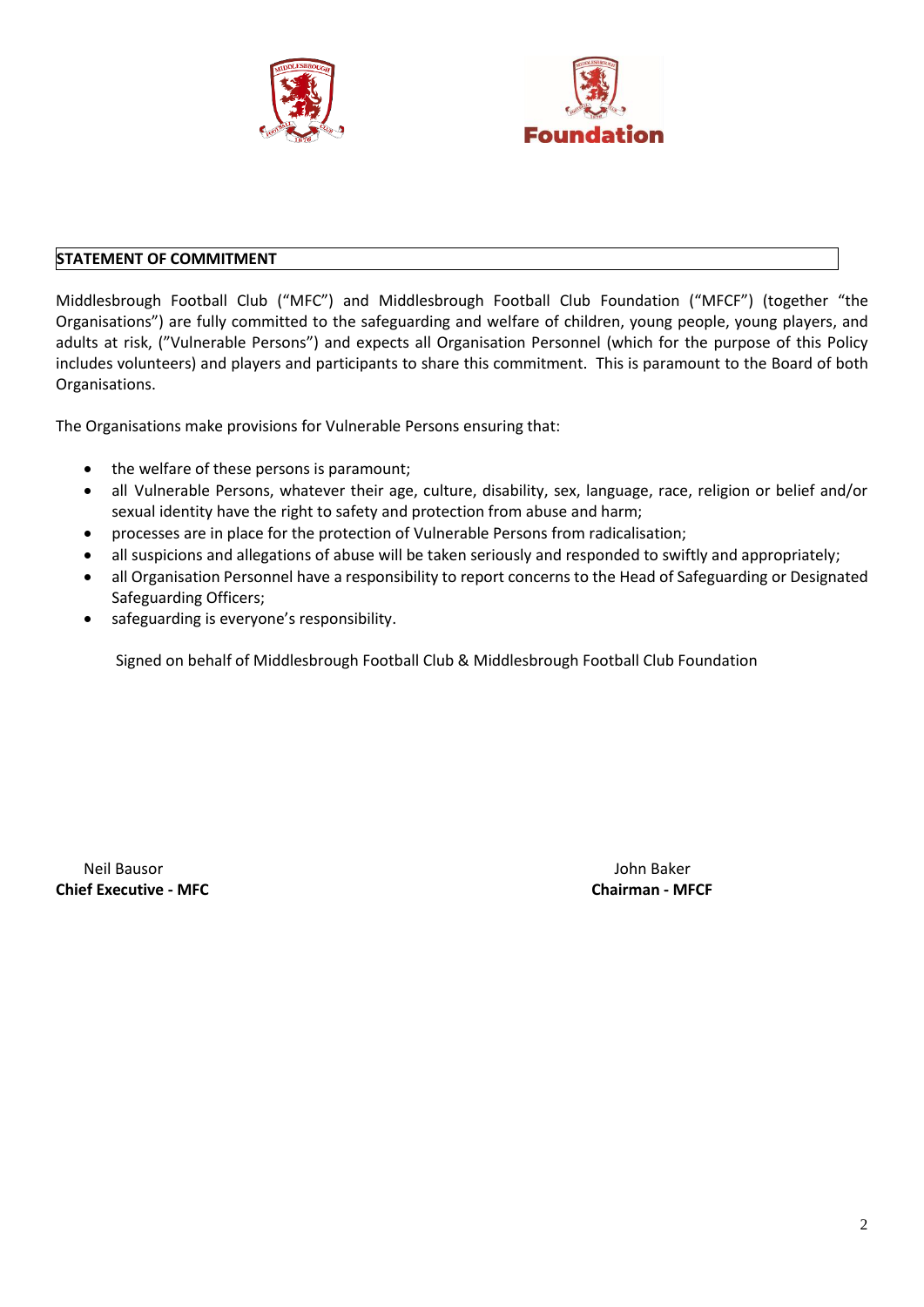## STATEMENT OF COMMITMENT

Middlesbrough Football Club ("MFC") and Middlesbrough Football Club Foundation ("MFCF") (together "the Organisations") are fully committed to the safeguarding and welfare of children, young people, young players, and adults at risk, ("Vulnerable Persons") and expects all Organisation Personnel (which for the purpose of this Policy includes volunteers) and players and participants to share this commitment. This is paramount to the Board of both Organisations.

The Organisations make provisions for Vulnerable Persons ensuring that:

- the welfare of these persons is paramount;
- all Vulnerable Persons, whatever their age, culture, disability, sex, language, race, religion or belief and/or sexual identity have the right to safety and protection from abuse and harm;
- processes are in place for the protection of Vulnerable Persons from radicalisation;
- all suspicions and allegations of abuse will be taken seriously and responded to swiftly and appropriately;
- all Organisation Personnel have a responsibility to report concerns to the Head of Safeguarding or Designated Safeguarding Officers;
- safeguarding is everyone's responsibility.

Signed on behalf of Middlesbrough Football Club & Middlesbrough Football Club Foundation

Neil Bausor
**Chief Executive - MFC**

John Baker
**Chairman - MFCF**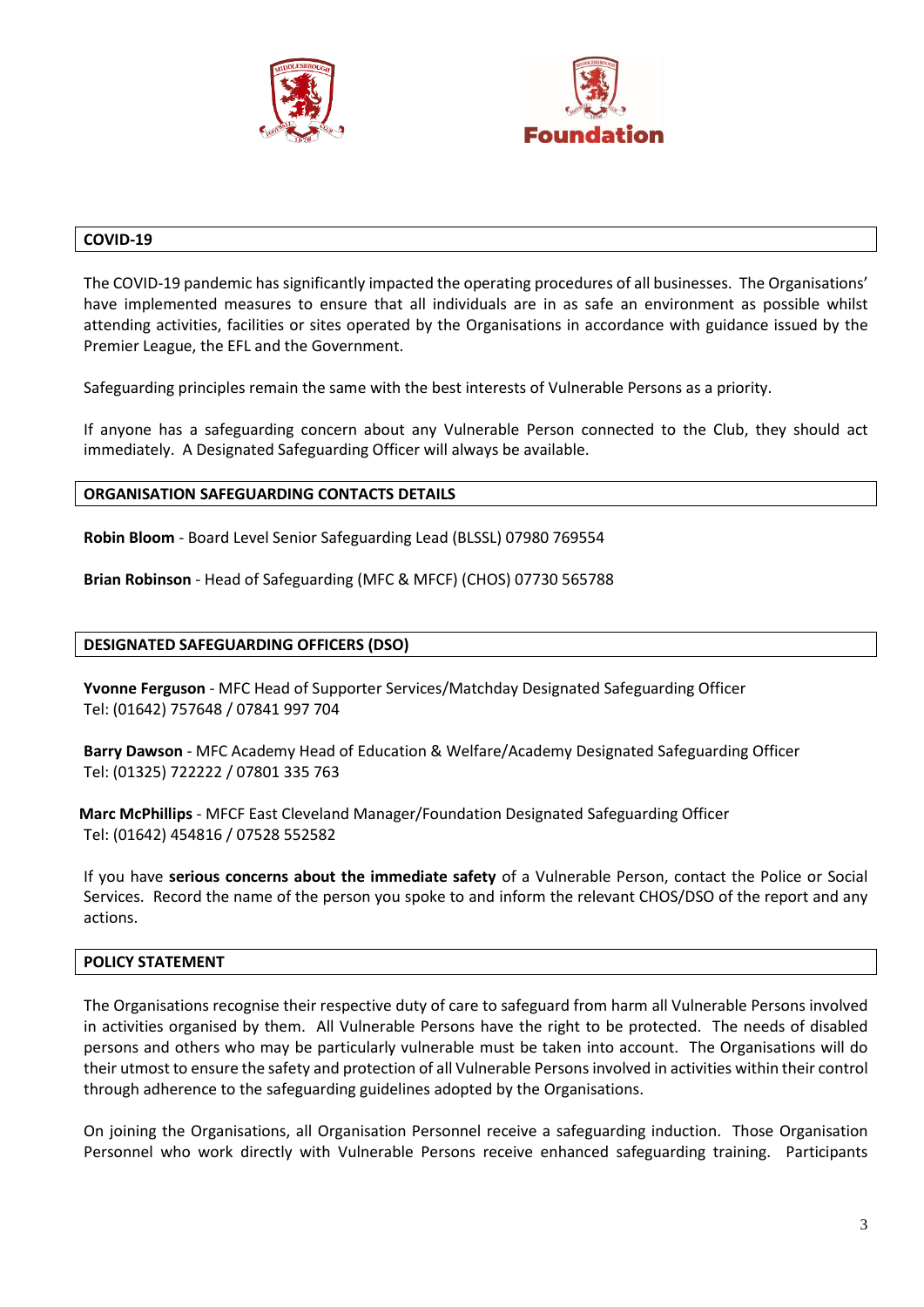## COVID-19

The COVID-19 pandemic has significantly impacted the operating procedures of all businesses. The Organisations' have implemented measures to ensure that all individuals are in as safe an environment as possible whilst attending activities, facilities or sites operated by the Organisations in accordance with guidance issued by the Premier League, the EFL and the Government.

Safeguarding principles remain the same with the best interests of Vulnerable Persons as a priority.

If anyone has a safeguarding concern about any Vulnerable Person connected to the Club, they should act immediately. A Designated Safeguarding Officer will always be available.

## ORGANISATION SAFEGUARDING CONTACTS DETAILS

**Robin Bloom** - Board Level Senior Safeguarding Lead (BLSSL) 07980 769554

**Brian Robinson** - Head of Safeguarding (MFC & MFCF) (CHOS) 07730 565788

## DESIGNATED SAFEGUARDING OFFICERS (DSO)

**Yvonne Ferguson** - MFC Head of Supporter Services/Matchday Designated Safeguarding Officer
Tel: (01642) 757648 / 07841 997 704

**Barry Dawson** - MFC Academy Head of Education & Welfare/Academy Designated Safeguarding Officer
Tel: (01325) 722222 / 07801 335 763

**Marc McPhillips** - MFCF East Cleveland Manager/Foundation Designated Safeguarding Officer
Tel: (01642) 454816 / 07528 552582

If you have **serious concerns about the immediate safety** of a Vulnerable Person, contact the Police or Social Services. Record the name of the person you spoke to and inform the relevant CHOS/DSO of the report and any actions.

## POLICY STATEMENT

The Organisations recognise their respective duty of care to safeguard from harm all Vulnerable Persons involved in activities organised by them. All Vulnerable Persons have the right to be protected. The needs of disabled persons and others who may be particularly vulnerable must be taken into account. The Organisations will do their utmost to ensure the safety and protection of all Vulnerable Persons involved in activities within their control through adherence to the safeguarding guidelines adopted by the Organisations.

On joining the Organisations, all Organisation Personnel receive a safeguarding induction. Those Organisation Personnel who work directly with Vulnerable Persons receive enhanced safeguarding training. Participants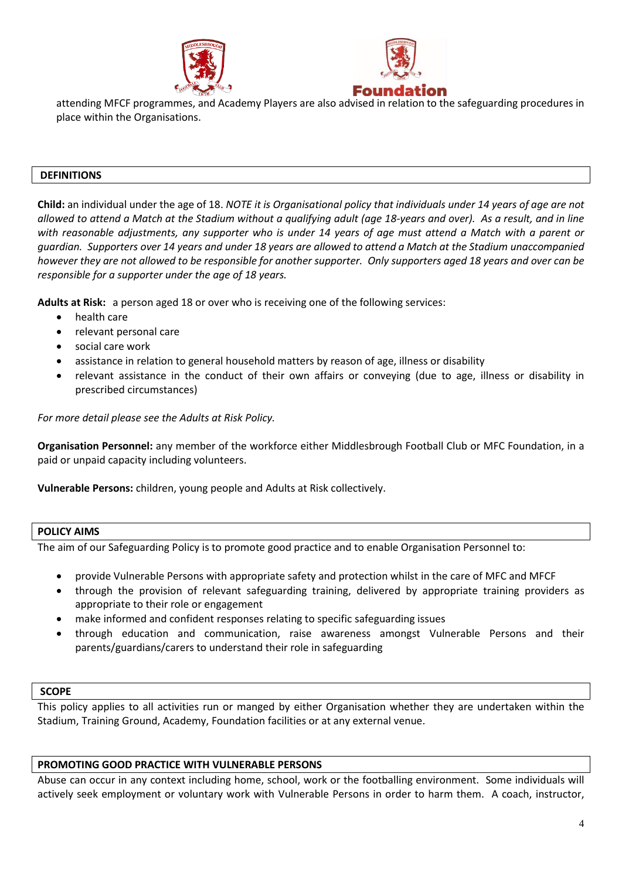attending MFCF programmes, and Academy Players are also advised in relation to the safeguarding procedures in place within the Organisations.

## DEFINITIONS

**Child:** an individual under the age of 18. *NOTE it is Organisational policy that individuals under 14 years of age are not allowed to attend a Match at the Stadium without a qualifying adult (age 18-years and over). As a result, and in line with reasonable adjustments, any supporter who is under 14 years of age must attend a Match with a parent or guardian. Supporters over 14 years and under 18 years are allowed to attend a Match at the Stadium unaccompanied however they are not allowed to be responsible for another supporter. Only supporters aged 18 years and over can be responsible for a supporter under the age of 18 years.*

**Adults at Risk:** a person aged 18 or over who is receiving one of the following services:

- health care
- relevant personal care
- social care work
- assistance in relation to general household matters by reason of age, illness or disability
- relevant assistance in the conduct of their own affairs or conveying (due to age, illness or disability in prescribed circumstances)

*For more detail please see the Adults at Risk Policy.*

**Organisation Personnel:** any member of the workforce either Middlesbrough Football Club or MFC Foundation, in a paid or unpaid capacity including volunteers.

**Vulnerable Persons:** children, young people and Adults at Risk collectively.

## POLICY AIMS

The aim of our Safeguarding Policy is to promote good practice and to enable Organisation Personnel to:

- provide Vulnerable Persons with appropriate safety and protection whilst in the care of MFC and MFCF
- through the provision of relevant safeguarding training, delivered by appropriate training providers as appropriate to their role or engagement
- make informed and confident responses relating to specific safeguarding issues
- through education and communication, raise awareness amongst Vulnerable Persons and their parents/guardians/carers to understand their role in safeguarding

## SCOPE

This policy applies to all activities run or manged by either Organisation whether they are undertaken within the Stadium, Training Ground, Academy, Foundation facilities or at any external venue.

## PROMOTING GOOD PRACTICE WITH VULNERABLE PERSONS

Abuse can occur in any context including home, school, work or the footballing environment. Some individuals will actively seek employment or voluntary work with Vulnerable Persons in order to harm them. A coach, instructor,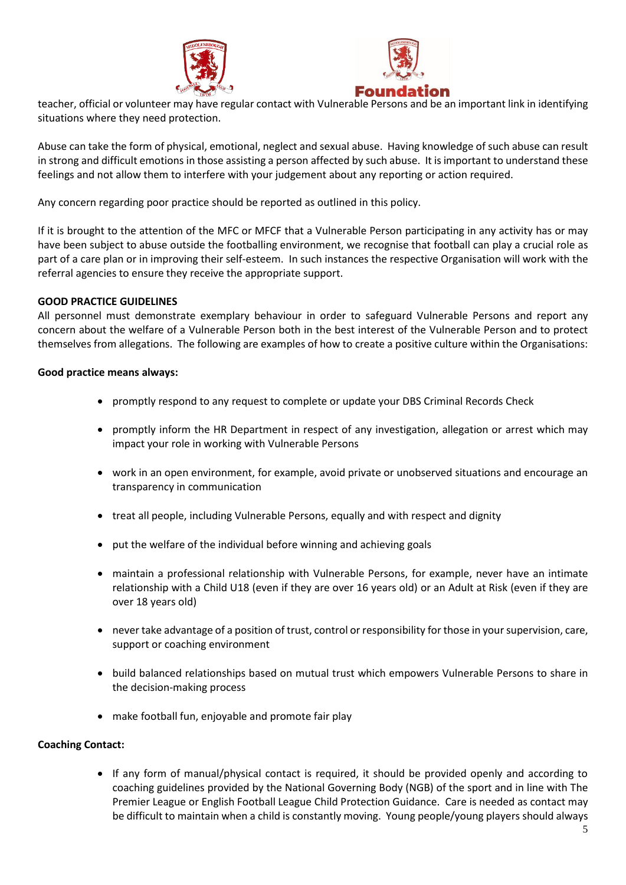teacher, official or volunteer may have regular contact with Vulnerable Persons and be an important link in identifying situations where they need protection.

Abuse can take the form of physical, emotional, neglect and sexual abuse. Having knowledge of such abuse can result in strong and difficult emotions in those assisting a person affected by such abuse. It is important to understand these feelings and not allow them to interfere with your judgement about any reporting or action required.

Any concern regarding poor practice should be reported as outlined in this policy.

If it is brought to the attention of the MFC or MFCF that a Vulnerable Person participating in any activity has or may have been subject to abuse outside the footballing environment, we recognise that football can play a crucial role as part of a care plan or in improving their self-esteem. In such instances the respective Organisation will work with the referral agencies to ensure they receive the appropriate support.

**GOOD PRACTICE GUIDELINES**

All personnel must demonstrate exemplary behaviour in order to safeguard Vulnerable Persons and report any concern about the welfare of a Vulnerable Person both in the best interest of the Vulnerable Person and to protect themselves from allegations. The following are examples of how to create a positive culture within the Organisations:

**Good practice means always:**

- promptly respond to any request to complete or update your DBS Criminal Records Check
- promptly inform the HR Department in respect of any investigation, allegation or arrest which may impact your role in working with Vulnerable Persons
- work in an open environment, for example, avoid private or unobserved situations and encourage an transparency in communication
- treat all people, including Vulnerable Persons, equally and with respect and dignity
- put the welfare of the individual before winning and achieving goals
- maintain a professional relationship with Vulnerable Persons, for example, never have an intimate relationship with a Child U18 (even if they are over 16 years old) or an Adult at Risk (even if they are over 18 years old)
- never take advantage of a position of trust, control or responsibility for those in your supervision, care, support or coaching environment
- build balanced relationships based on mutual trust which empowers Vulnerable Persons to share in the decision-making process
- make football fun, enjoyable and promote fair play

**Coaching Contact:**

- If any form of manual/physical contact is required, it should be provided openly and according to coaching guidelines provided by the National Governing Body (NGB) of the sport and in line with The Premier League or English Football League Child Protection Guidance. Care is needed as contact may be difficult to maintain when a child is constantly moving. Young people/young players should always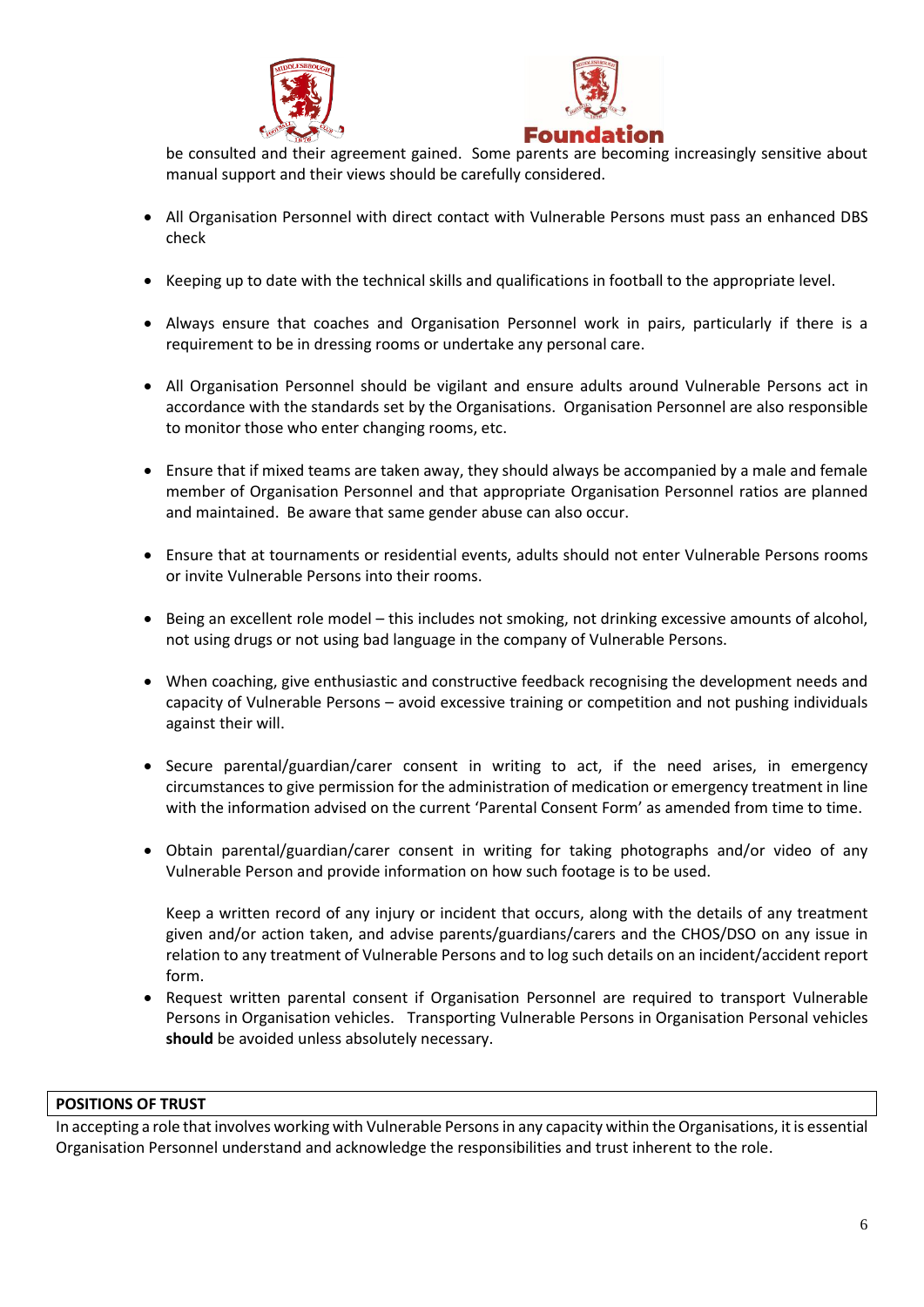be consulted and their agreement gained. Some parents are becoming increasingly sensitive about manual support and their views should be carefully considered.

- All Organisation Personnel with direct contact with Vulnerable Persons must pass an enhanced DBS check

- Keeping up to date with the technical skills and qualifications in football to the appropriate level.

- Always ensure that coaches and Organisation Personnel work in pairs, particularly if there is a requirement to be in dressing rooms or undertake any personal care.

- All Organisation Personnel should be vigilant and ensure adults around Vulnerable Persons act in accordance with the standards set by the Organisations. Organisation Personnel are also responsible to monitor those who enter changing rooms, etc.

- Ensure that if mixed teams are taken away, they should always be accompanied by a male and female member of Organisation Personnel and that appropriate Organisation Personnel ratios are planned and maintained. Be aware that same gender abuse can also occur.

- Ensure that at tournaments or residential events, adults should not enter Vulnerable Persons rooms or invite Vulnerable Persons into their rooms.

- Being an excellent role model – this includes not smoking, not drinking excessive amounts of alcohol, not using drugs or not using bad language in the company of Vulnerable Persons.

- When coaching, give enthusiastic and constructive feedback recognising the development needs and capacity of Vulnerable Persons – avoid excessive training or competition and not pushing individuals against their will.

- Secure parental/guardian/carer consent in writing to act, if the need arises, in emergency circumstances to give permission for the administration of medication or emergency treatment in line with the information advised on the current 'Parental Consent Form' as amended from time to time.

- Obtain parental/guardian/carer consent in writing for taking photographs and/or video of any Vulnerable Person and provide information on how such footage is to be used.

  Keep a written record of any injury or incident that occurs, along with the details of any treatment given and/or action taken, and advise parents/guardians/carers and the CHOS/DSO on any issue in relation to any treatment of Vulnerable Persons and to log such details on an incident/accident report form.

- Request written parental consent if Organisation Personnel are required to transport Vulnerable Persons in Organisation vehicles. Transporting Vulnerable Persons in Organisation Personal vehicles **should** be avoided unless absolutely necessary.

**POSITIONS OF TRUST**

In accepting a role that involves working with Vulnerable Persons in any capacity within the Organisations, it is essential Organisation Personnel understand and acknowledge the responsibilities and trust inherent to the role.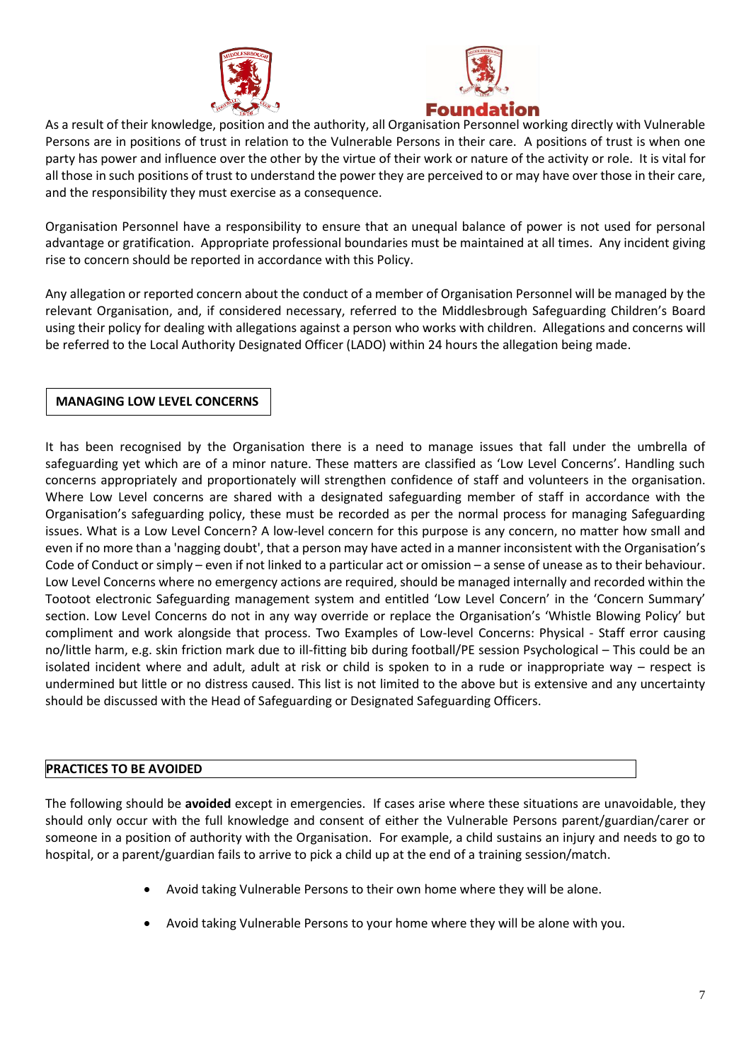As a result of their knowledge, position and the authority, all Organisation Personnel working directly with Vulnerable Persons are in positions of trust in relation to the Vulnerable Persons in their care. A positions of trust is when one party has power and influence over the other by the virtue of their work or nature of the activity or role. It is vital for all those in such positions of trust to understand the power they are perceived to or may have over those in their care, and the responsibility they must exercise as a consequence.

Organisation Personnel have a responsibility to ensure that an unequal balance of power is not used for personal advantage or gratification. Appropriate professional boundaries must be maintained at all times. Any incident giving rise to concern should be reported in accordance with this Policy.

Any allegation or reported concern about the conduct of a member of Organisation Personnel will be managed by the relevant Organisation, and, if considered necessary, referred to the Middlesbrough Safeguarding Children's Board using their policy for dealing with allegations against a person who works with children. Allegations and concerns will be referred to the Local Authority Designated Officer (LADO) within 24 hours the allegation being made.

## MANAGING LOW LEVEL CONCERNS

It has been recognised by the Organisation there is a need to manage issues that fall under the umbrella of safeguarding yet which are of a minor nature. These matters are classified as 'Low Level Concerns'. Handling such concerns appropriately and proportionately will strengthen confidence of staff and volunteers in the organisation. Where Low Level concerns are shared with a designated safeguarding member of staff in accordance with the Organisation's safeguarding policy, these must be recorded as per the normal process for managing Safeguarding issues. What is a Low Level Concern? A low-level concern for this purpose is any concern, no matter how small and even if no more than a 'nagging doubt', that a person may have acted in a manner inconsistent with the Organisation's Code of Conduct or simply – even if not linked to a particular act or omission – a sense of unease as to their behaviour. Low Level Concerns where no emergency actions are required, should be managed internally and recorded within the Tootoot electronic Safeguarding management system and entitled 'Low Level Concern' in the 'Concern Summary' section. Low Level Concerns do not in any way override or replace the Organisation's 'Whistle Blowing Policy' but compliment and work alongside that process. Two Examples of Low-level Concerns: Physical - Staff error causing no/little harm, e.g. skin friction mark due to ill-fitting bib during football/PE session Psychological – This could be an isolated incident where and adult, adult at risk or child is spoken to in a rude or inappropriate way – respect is undermined but little or no distress caused. This list is not limited to the above but is extensive and any uncertainty should be discussed with the Head of Safeguarding or Designated Safeguarding Officers.

## PRACTICES TO BE AVOIDED

The following should be **avoided** except in emergencies. If cases arise where these situations are unavoidable, they should only occur with the full knowledge and consent of either the Vulnerable Persons parent/guardian/carer or someone in a position of authority with the Organisation. For example, a child sustains an injury and needs to go to hospital, or a parent/guardian fails to arrive to pick a child up at the end of a training session/match.

- Avoid taking Vulnerable Persons to their own home where they will be alone.
- Avoid taking Vulnerable Persons to your home where they will be alone with you.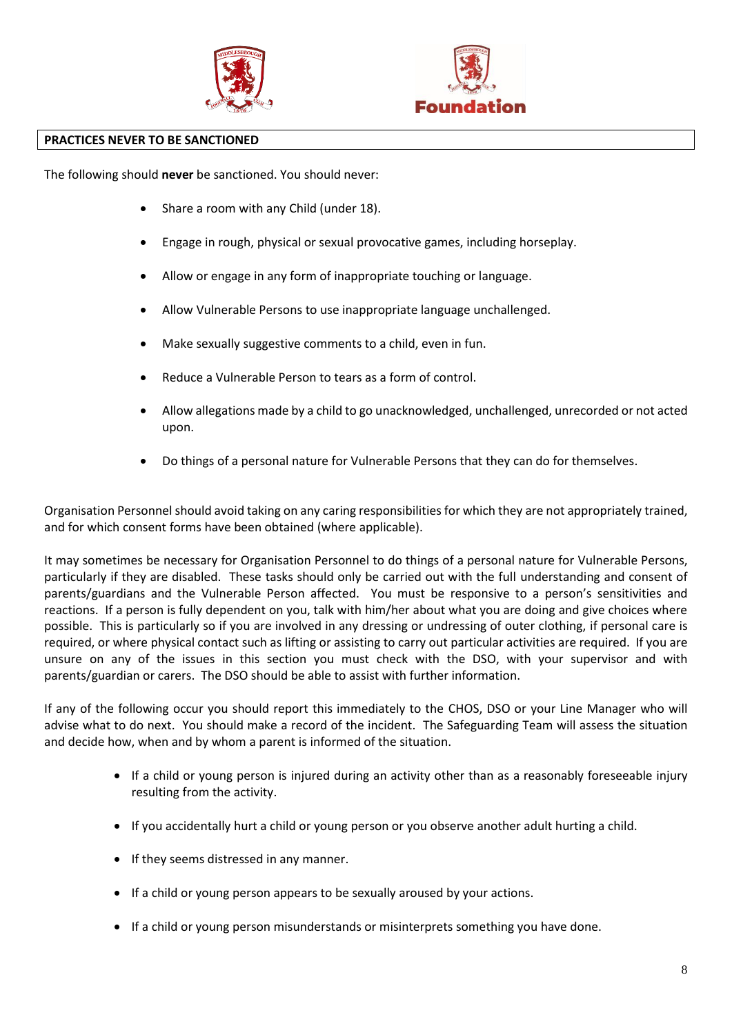## PRACTICES NEVER TO BE SANCTIONED

The following should **never** be sanctioned. You should never:

- Share a room with any Child (under 18).
- Engage in rough, physical or sexual provocative games, including horseplay.
- Allow or engage in any form of inappropriate touching or language.
- Allow Vulnerable Persons to use inappropriate language unchallenged.
- Make sexually suggestive comments to a child, even in fun.
- Reduce a Vulnerable Person to tears as a form of control.
- Allow allegations made by a child to go unacknowledged, unchallenged, unrecorded or not acted upon.
- Do things of a personal nature for Vulnerable Persons that they can do for themselves.

Organisation Personnel should avoid taking on any caring responsibilities for which they are not appropriately trained, and for which consent forms have been obtained (where applicable).

It may sometimes be necessary for Organisation Personnel to do things of a personal nature for Vulnerable Persons, particularly if they are disabled. These tasks should only be carried out with the full understanding and consent of parents/guardians and the Vulnerable Person affected. You must be responsive to a person's sensitivities and reactions. If a person is fully dependent on you, talk with him/her about what you are doing and give choices where possible. This is particularly so if you are involved in any dressing or undressing of outer clothing, if personal care is required, or where physical contact such as lifting or assisting to carry out particular activities are required. If you are unsure on any of the issues in this section you must check with the DSO, with your supervisor and with parents/guardian or carers. The DSO should be able to assist with further information.

If any of the following occur you should report this immediately to the CHOS, DSO or your Line Manager who will advise what to do next. You should make a record of the incident. The Safeguarding Team will assess the situation and decide how, when and by whom a parent is informed of the situation.

- If a child or young person is injured during an activity other than as a reasonably foreseeable injury resulting from the activity.
- If you accidentally hurt a child or young person or you observe another adult hurting a child.
- If they seems distressed in any manner.
- If a child or young person appears to be sexually aroused by your actions.
- If a child or young person misunderstands or misinterprets something you have done.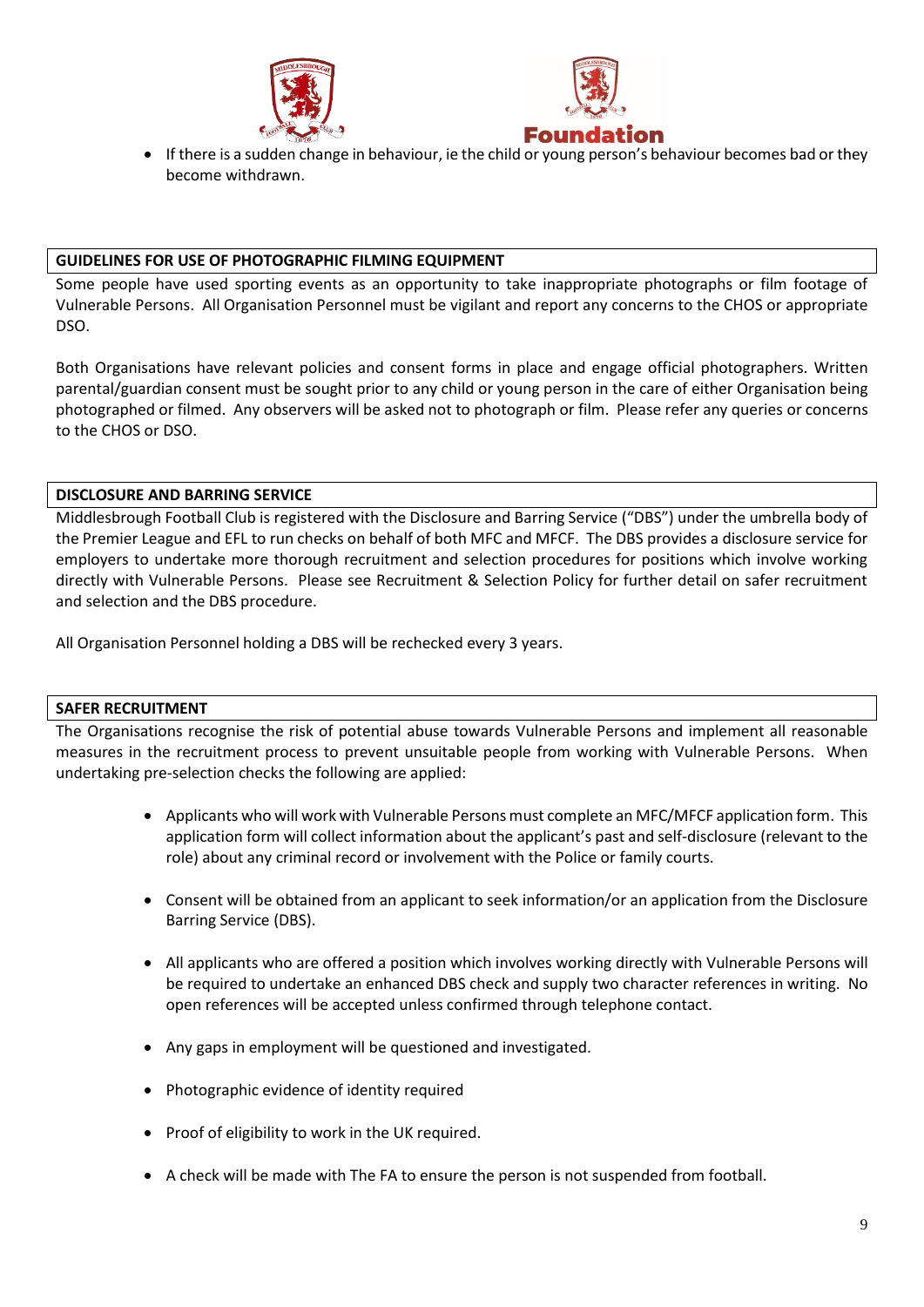- If there is a sudden change in behaviour, ie the child or young person's behaviour becomes bad or they become withdrawn.

## GUIDELINES FOR USE OF PHOTOGRAPHIC FILMING EQUIPMENT

Some people have used sporting events as an opportunity to take inappropriate photographs or film footage of Vulnerable Persons. All Organisation Personnel must be vigilant and report any concerns to the CHOS or appropriate DSO.

Both Organisations have relevant policies and consent forms in place and engage official photographers. Written parental/guardian consent must be sought prior to any child or young person in the care of either Organisation being photographed or filmed. Any observers will be asked not to photograph or film. Please refer any queries or concerns to the CHOS or DSO.

## DISCLOSURE AND BARRING SERVICE

Middlesbrough Football Club is registered with the Disclosure and Barring Service ("DBS") under the umbrella body of the Premier League and EFL to run checks on behalf of both MFC and MFCF. The DBS provides a disclosure service for employers to undertake more thorough recruitment and selection procedures for positions which involve working directly with Vulnerable Persons. Please see Recruitment & Selection Policy for further detail on safer recruitment and selection and the DBS procedure.

All Organisation Personnel holding a DBS will be rechecked every 3 years.

## SAFER RECRUITMENT

The Organisations recognise the risk of potential abuse towards Vulnerable Persons and implement all reasonable measures in the recruitment process to prevent unsuitable people from working with Vulnerable Persons. When undertaking pre-selection checks the following are applied:

- Applicants who will work with Vulnerable Persons must complete an MFC/MFCF application form. This application form will collect information about the applicant's past and self-disclosure (relevant to the role) about any criminal record or involvement with the Police or family courts.

- Consent will be obtained from an applicant to seek information/or an application from the Disclosure Barring Service (DBS).

- All applicants who are offered a position which involves working directly with Vulnerable Persons will be required to undertake an enhanced DBS check and supply two character references in writing. No open references will be accepted unless confirmed through telephone contact.

- Any gaps in employment will be questioned and investigated.

- Photographic evidence of identity required

- Proof of eligibility to work in the UK required.

- A check will be made with The FA to ensure the person is not suspended from football.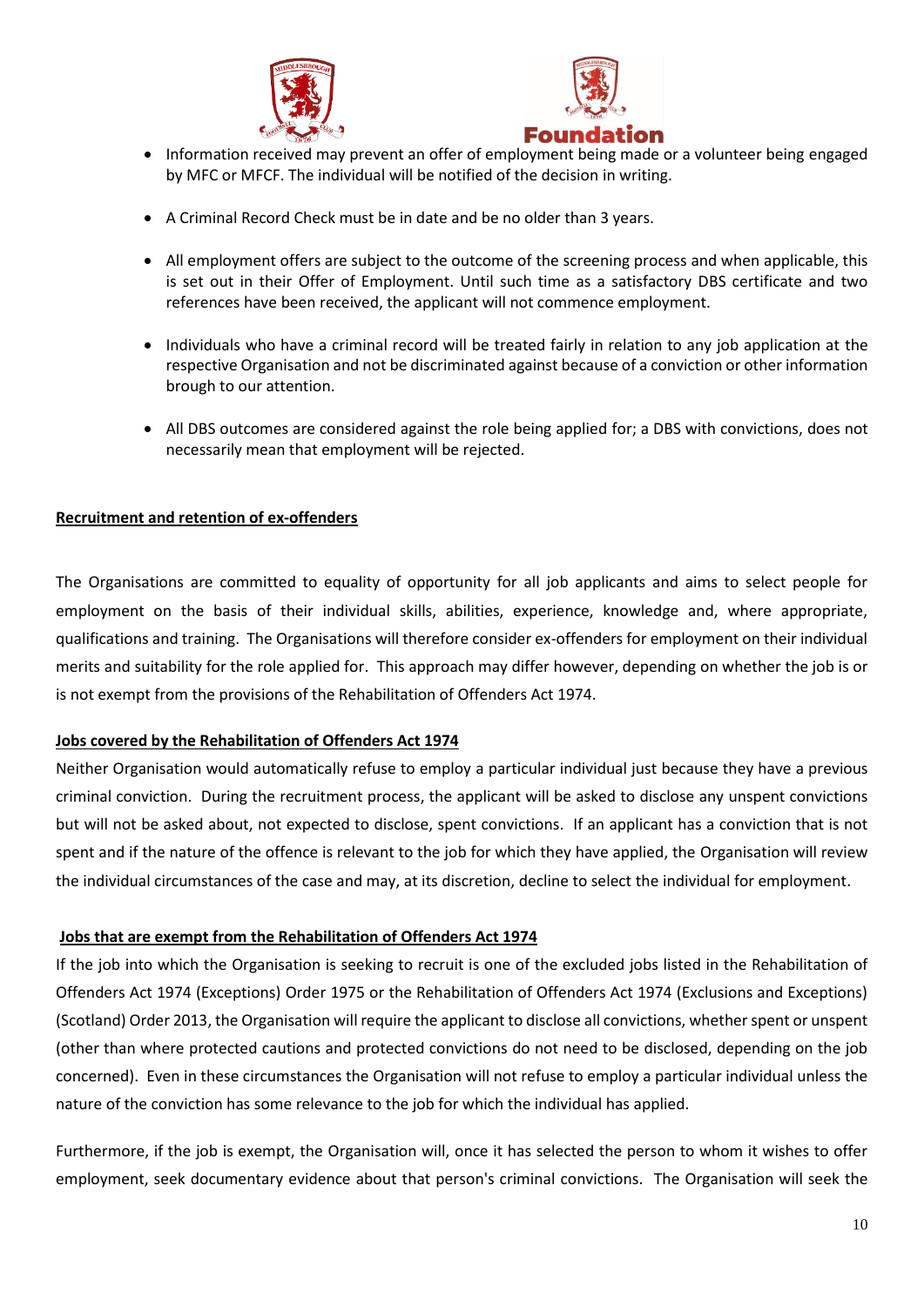- Information received may prevent an offer of employment being made or a volunteer being engaged by MFC or MFCF. The individual will be notified of the decision in writing.

- A Criminal Record Check must be in date and be no older than 3 years.

- All employment offers are subject to the outcome of the screening process and when applicable, this is set out in their Offer of Employment. Until such time as a satisfactory DBS certificate and two references have been received, the applicant will not commence employment.

- Individuals who have a criminal record will be treated fairly in relation to any job application at the respective Organisation and not be discriminated against because of a conviction or other information brough to our attention.

- All DBS outcomes are considered against the role being applied for; a DBS with convictions, does not necessarily mean that employment will be rejected.

**Recruitment and retention of ex-offenders**

The Organisations are committed to equality of opportunity for all job applicants and aims to select people for employment on the basis of their individual skills, abilities, experience, knowledge and, where appropriate, qualifications and training. The Organisations will therefore consider ex-offenders for employment on their individual merits and suitability for the role applied for. This approach may differ however, depending on whether the job is or is not exempt from the provisions of the Rehabilitation of Offenders Act 1974.

**Jobs covered by the Rehabilitation of Offenders Act 1974**

Neither Organisation would automatically refuse to employ a particular individual just because they have a previous criminal conviction. During the recruitment process, the applicant will be asked to disclose any unspent convictions but will not be asked about, not expected to disclose, spent convictions. If an applicant has a conviction that is not spent and if the nature of the offence is relevant to the job for which they have applied, the Organisation will review the individual circumstances of the case and may, at its discretion, decline to select the individual for employment.

**Jobs that are exempt from the Rehabilitation of Offenders Act 1974**

If the job into which the Organisation is seeking to recruit is one of the excluded jobs listed in the Rehabilitation of Offenders Act 1974 (Exceptions) Order 1975 or the Rehabilitation of Offenders Act 1974 (Exclusions and Exceptions) (Scotland) Order 2013, the Organisation will require the applicant to disclose all convictions, whether spent or unspent (other than where protected cautions and protected convictions do not need to be disclosed, depending on the job concerned). Even in these circumstances the Organisation will not refuse to employ a particular individual unless the nature of the conviction has some relevance to the job for which the individual has applied.

Furthermore, if the job is exempt, the Organisation will, once it has selected the person to whom it wishes to offer employment, seek documentary evidence about that person's criminal convictions. The Organisation will seek the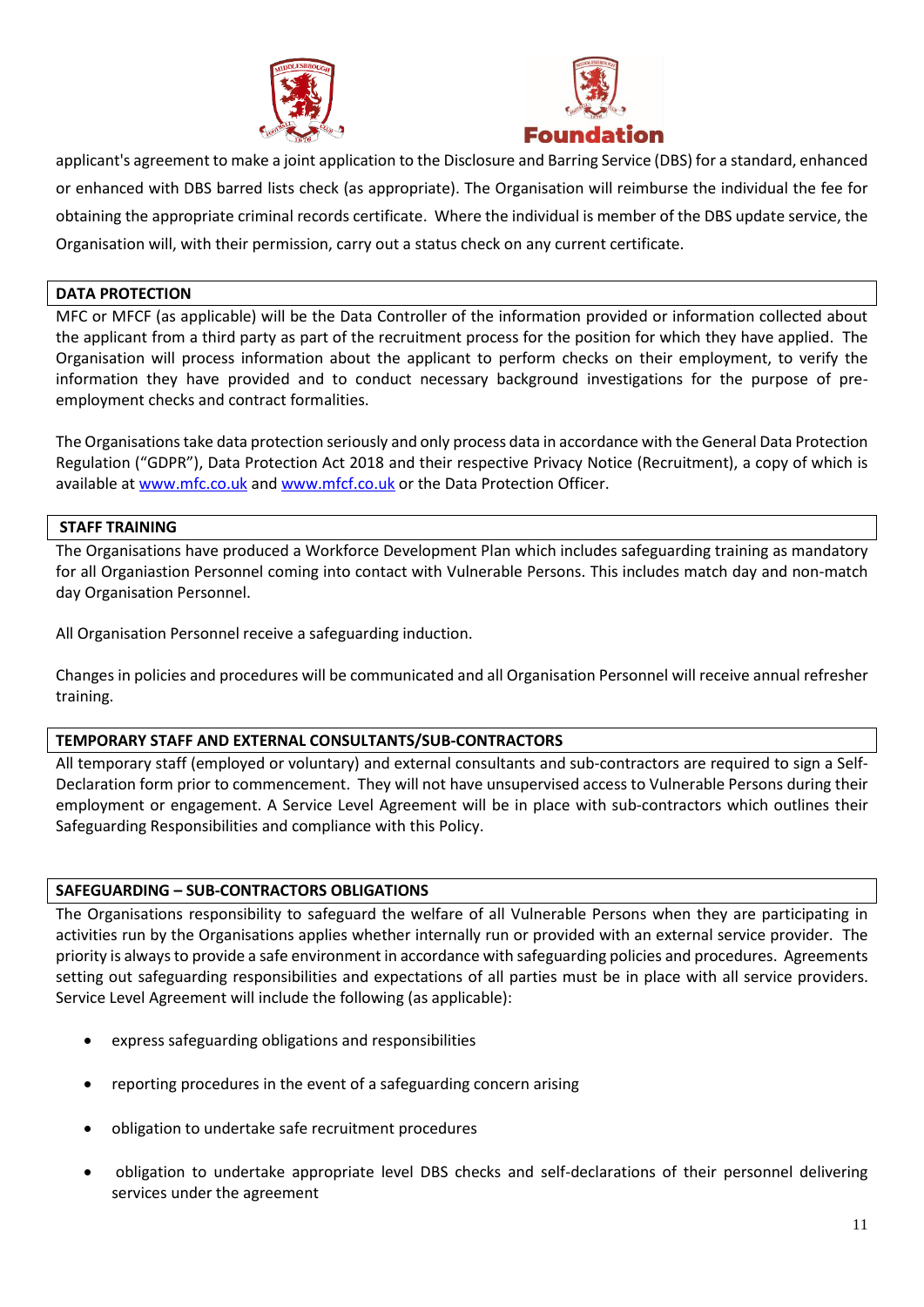applicant's agreement to make a joint application to the Disclosure and Barring Service (DBS) for a standard, enhanced or enhanced with DBS barred lists check (as appropriate). The Organisation will reimburse the individual the fee for obtaining the appropriate criminal records certificate. Where the individual is member of the DBS update service, the Organisation will, with their permission, carry out a status check on any current certificate.

## DATA PROTECTION

MFC or MFCF (as applicable) will be the Data Controller of the information provided or information collected about the applicant from a third party as part of the recruitment process for the position for which they have applied. The Organisation will process information about the applicant to perform checks on their employment, to verify the information they have provided and to conduct necessary background investigations for the purpose of pre-employment checks and contract formalities.

The Organisations take data protection seriously and only process data in accordance with the General Data Protection Regulation ("GDPR"), Data Protection Act 2018 and their respective Privacy Notice (Recruitment), a copy of which is available at [www.mfc.co.uk](http://www.mfc.co.uk) and [www.mfcf.co.uk](http://www.mfcf.co.uk) or the Data Protection Officer.

## STAFF TRAINING

The Organisations have produced a Workforce Development Plan which includes safeguarding training as mandatory for all Organiastion Personnel coming into contact with Vulnerable Persons. This includes match day and non-match day Organisation Personnel.

All Organisation Personnel receive a safeguarding induction.

Changes in policies and procedures will be communicated and all Organisation Personnel will receive annual refresher training.

## TEMPORARY STAFF AND EXTERNAL CONSULTANTS/SUB-CONTRACTORS

All temporary staff (employed or voluntary) and external consultants and sub-contractors are required to sign a Self-Declaration form prior to commencement. They will not have unsupervised access to Vulnerable Persons during their employment or engagement. A Service Level Agreement will be in place with sub-contractors which outlines their Safeguarding Responsibilities and compliance with this Policy.

## SAFEGUARDING – SUB-CONTRACTORS OBLIGATIONS

The Organisations responsibility to safeguard the welfare of all Vulnerable Persons when they are participating in activities run by the Organisations applies whether internally run or provided with an external service provider. The priority is always to provide a safe environment in accordance with safeguarding policies and procedures. Agreements setting out safeguarding responsibilities and expectations of all parties must be in place with all service providers. Service Level Agreement will include the following (as applicable):

- express safeguarding obligations and responsibilities
- reporting procedures in the event of a safeguarding concern arising
- obligation to undertake safe recruitment procedures
- obligation to undertake appropriate level DBS checks and self-declarations of their personnel delivering services under the agreement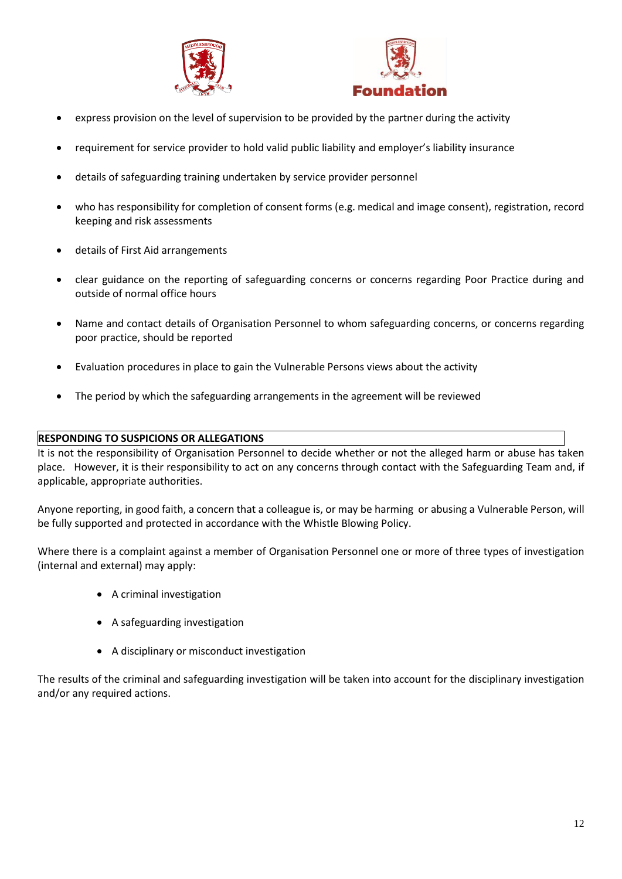- express provision on the level of supervision to be provided by the partner during the activity
- requirement for service provider to hold valid public liability and employer's liability insurance
- details of safeguarding training undertaken by service provider personnel
- who has responsibility for completion of consent forms (e.g. medical and image consent), registration, record keeping and risk assessments
- details of First Aid arrangements
- clear guidance on the reporting of safeguarding concerns or concerns regarding Poor Practice during and outside of normal office hours
- Name and contact details of Organisation Personnel to whom safeguarding concerns, or concerns regarding poor practice, should be reported
- Evaluation procedures in place to gain the Vulnerable Persons views about the activity
- The period by which the safeguarding arrangements in the agreement will be reviewed

## RESPONDING TO SUSPICIONS OR ALLEGATIONS

It is not the responsibility of Organisation Personnel to decide whether or not the alleged harm or abuse has taken place. However, it is their responsibility to act on any concerns through contact with the Safeguarding Team and, if applicable, appropriate authorities.

Anyone reporting, in good faith, a concern that a colleague is, or may be harming or abusing a Vulnerable Person, will be fully supported and protected in accordance with the Whistle Blowing Policy.

Where there is a complaint against a member of Organisation Personnel one or more of three types of investigation (internal and external) may apply:

- A criminal investigation
- A safeguarding investigation
- A disciplinary or misconduct investigation

The results of the criminal and safeguarding investigation will be taken into account for the disciplinary investigation and/or any required actions.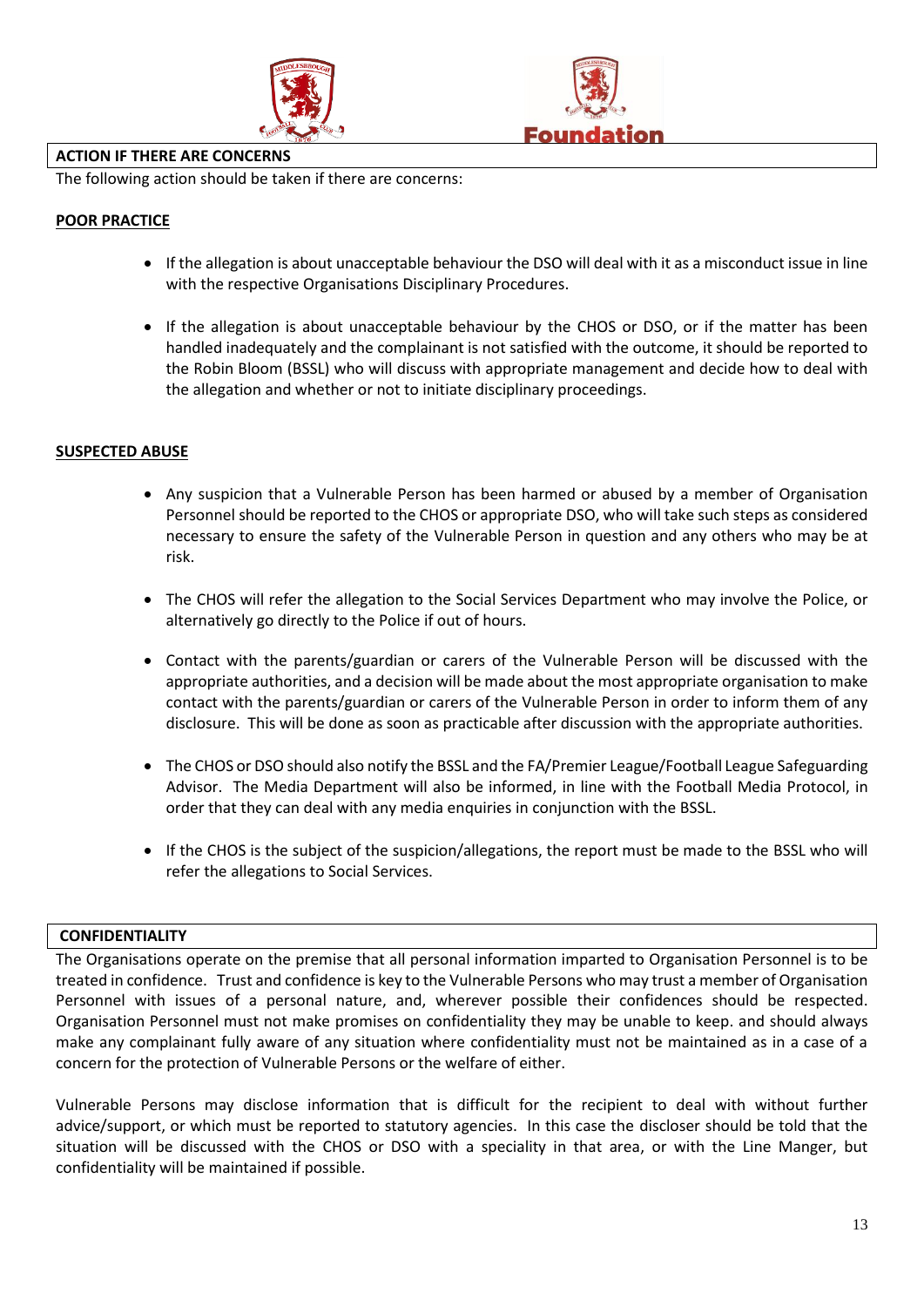## ACTION IF THERE ARE CONCERNS

The following action should be taken if there are concerns:

**POOR PRACTICE**

- If the allegation is about unacceptable behaviour the DSO will deal with it as a misconduct issue in line with the respective Organisations Disciplinary Procedures.

- If the allegation is about unacceptable behaviour by the CHOS or DSO, or if the matter has been handled inadequately and the complainant is not satisfied with the outcome, it should be reported to the Robin Bloom (BSSL) who will discuss with appropriate management and decide how to deal with the allegation and whether or not to initiate disciplinary proceedings.

**SUSPECTED ABUSE**

- Any suspicion that a Vulnerable Person has been harmed or abused by a member of Organisation Personnel should be reported to the CHOS or appropriate DSO, who will take such steps as considered necessary to ensure the safety of the Vulnerable Person in question and any others who may be at risk.

- The CHOS will refer the allegation to the Social Services Department who may involve the Police, or alternatively go directly to the Police if out of hours.

- Contact with the parents/guardian or carers of the Vulnerable Person will be discussed with the appropriate authorities, and a decision will be made about the most appropriate organisation to make contact with the parents/guardian or carers of the Vulnerable Person in order to inform them of any disclosure. This will be done as soon as practicable after discussion with the appropriate authorities.

- The CHOS or DSO should also notify the BSSL and the FA/Premier League/Football League Safeguarding Advisor. The Media Department will also be informed, in line with the Football Media Protocol, in order that they can deal with any media enquiries in conjunction with the BSSL.

- If the CHOS is the subject of the suspicion/allegations, the report must be made to the BSSL who will refer the allegations to Social Services.

## CONFIDENTIALITY

The Organisations operate on the premise that all personal information imparted to Organisation Personnel is to be treated in confidence. Trust and confidence is key to the Vulnerable Persons who may trust a member of Organisation Personnel with issues of a personal nature, and, wherever possible their confidences should be respected. Organisation Personnel must not make promises on confidentiality they may be unable to keep. and should always make any complainant fully aware of any situation where confidentiality must not be maintained as in a case of a concern for the protection of Vulnerable Persons or the welfare of either.

Vulnerable Persons may disclose information that is difficult for the recipient to deal with without further advice/support, or which must be reported to statutory agencies. In this case the discloser should be told that the situation will be discussed with the CHOS or DSO with a speciality in that area, or with the Line Manger, but confidentiality will be maintained if possible.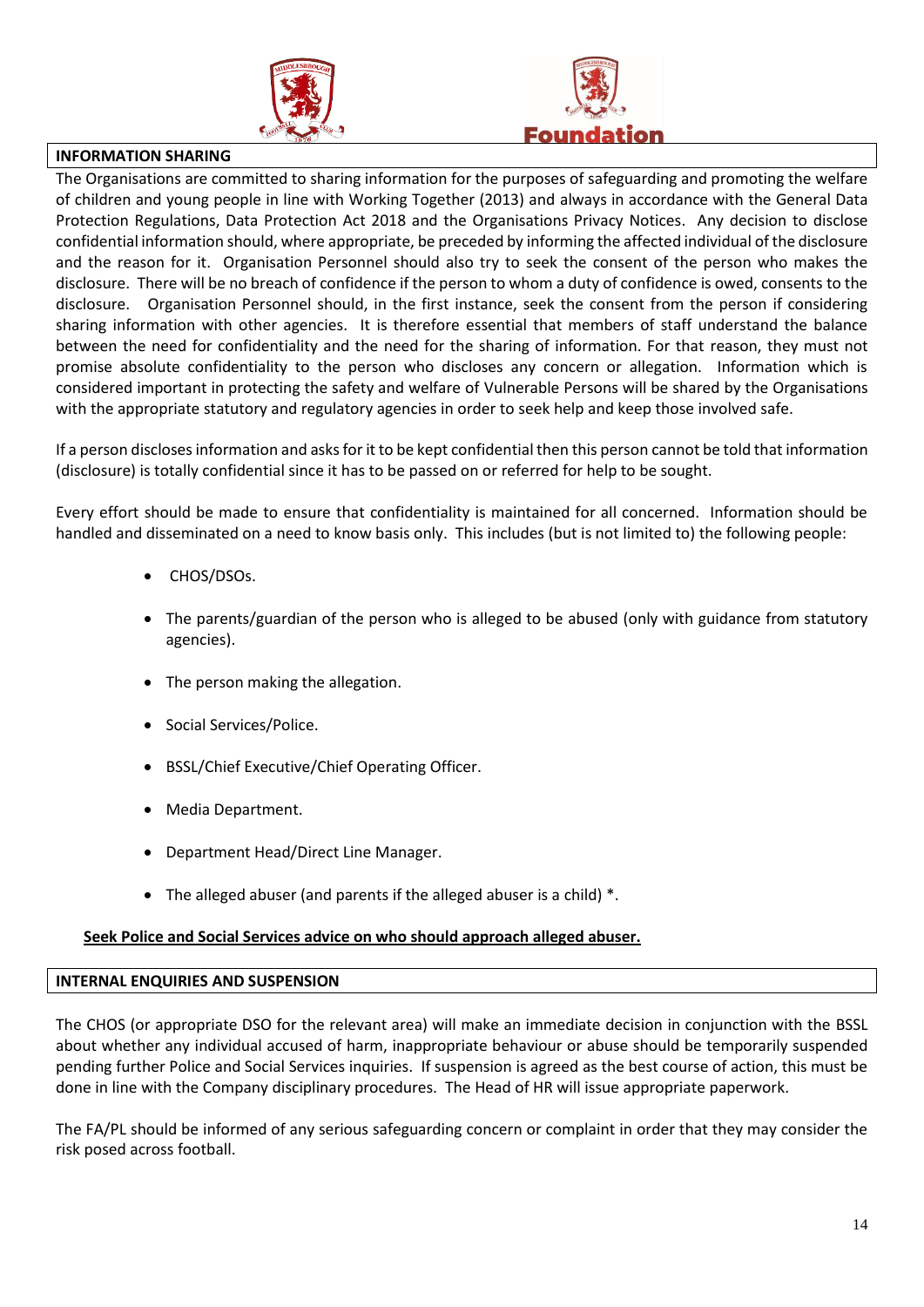## INFORMATION SHARING

The Organisations are committed to sharing information for the purposes of safeguarding and promoting the welfare of children and young people in line with Working Together (2013) and always in accordance with the General Data Protection Regulations, Data Protection Act 2018 and the Organisations Privacy Notices. Any decision to disclose confidential information should, where appropriate, be preceded by informing the affected individual of the disclosure and the reason for it. Organisation Personnel should also try to seek the consent of the person who makes the disclosure. There will be no breach of confidence if the person to whom a duty of confidence is owed, consents to the disclosure. Organisation Personnel should, in the first instance, seek the consent from the person if considering sharing information with other agencies. It is therefore essential that members of staff understand the balance between the need for confidentiality and the need for the sharing of information. For that reason, they must not promise absolute confidentiality to the person who discloses any concern or allegation. Information which is considered important in protecting the safety and welfare of Vulnerable Persons will be shared by the Organisations with the appropriate statutory and regulatory agencies in order to seek help and keep those involved safe.

If a person discloses information and asks for it to be kept confidential then this person cannot be told that information (disclosure) is totally confidential since it has to be passed on or referred for help to be sought.

Every effort should be made to ensure that confidentiality is maintained for all concerned. Information should be handled and disseminated on a need to know basis only. This includes (but is not limited to) the following people:

- CHOS/DSOs.
- The parents/guardian of the person who is alleged to be abused (only with guidance from statutory agencies).
- The person making the allegation.
- Social Services/Police.
- BSSL/Chief Executive/Chief Operating Officer.
- Media Department.
- Department Head/Direct Line Manager.
- The alleged abuser (and parents if the alleged abuser is a child) *.

**Seek Police and Social Services advice on who should approach alleged abuser.**

## INTERNAL ENQUIRIES AND SUSPENSION

The CHOS (or appropriate DSO for the relevant area) will make an immediate decision in conjunction with the BSSL about whether any individual accused of harm, inappropriate behaviour or abuse should be temporarily suspended pending further Police and Social Services inquiries. If suspension is agreed as the best course of action, this must be done in line with the Company disciplinary procedures. The Head of HR will issue appropriate paperwork.

The FA/PL should be informed of any serious safeguarding concern or complaint in order that they may consider the risk posed across football.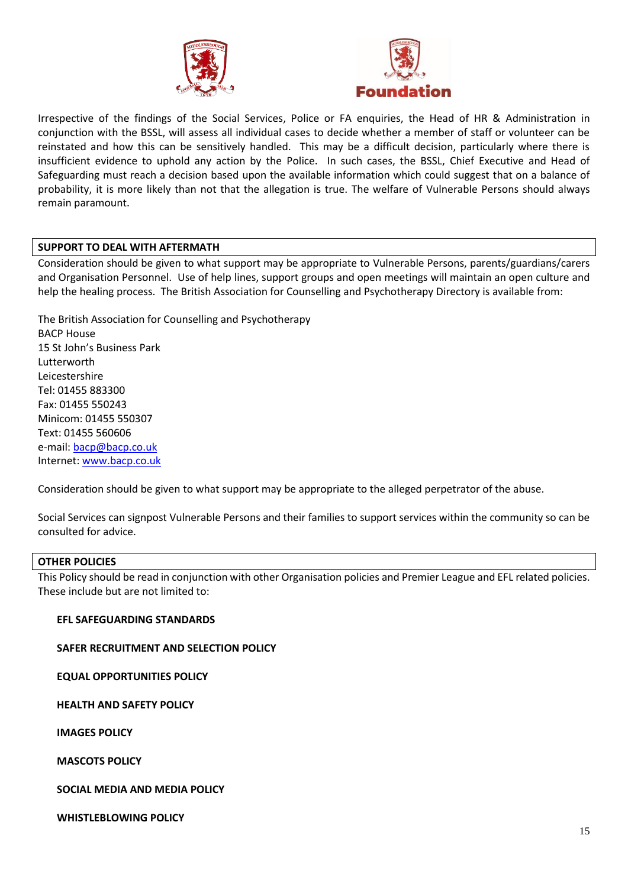Irrespective of the findings of the Social Services, Police or FA enquiries, the Head of HR & Administration in conjunction with the BSSL, will assess all individual cases to decide whether a member of staff or volunteer can be reinstated and how this can be sensitively handled. This may be a difficult decision, particularly where there is insufficient evidence to uphold any action by the Police. In such cases, the BSSL, Chief Executive and Head of Safeguarding must reach a decision based upon the available information which could suggest that on a balance of probability, it is more likely than not that the allegation is true. The welfare of Vulnerable Persons should always remain paramount.

## SUPPORT TO DEAL WITH AFTERMATH

Consideration should be given to what support may be appropriate to Vulnerable Persons, parents/guardians/carers and Organisation Personnel. Use of help lines, support groups and open meetings will maintain an open culture and help the healing process. The British Association for Counselling and Psychotherapy Directory is available from:

The British Association for Counselling and Psychotherapy
BACP House
15 St John's Business Park
Lutterworth
Leicestershire
Tel: 01455 883300
Fax: 01455 550243
Minicom: 01455 550307
Text: 01455 560606
e-mail: bacp@bacp.co.uk
Internet: www.bacp.co.uk

Consideration should be given to what support may be appropriate to the alleged perpetrator of the abuse.

Social Services can signpost Vulnerable Persons and their families to support services within the community so can be consulted for advice.

## OTHER POLICIES

This Policy should be read in conjunction with other Organisation policies and Premier League and EFL related policies. These include but are not limited to:

**EFL SAFEGUARDING STANDARDS**

**SAFER RECRUITMENT AND SELECTION POLICY**

**EQUAL OPPORTUNITIES POLICY**

**HEALTH AND SAFETY POLICY**

**IMAGES POLICY**

**MASCOTS POLICY**

**SOCIAL MEDIA AND MEDIA POLICY**

**WHISTLEBLOWING POLICY**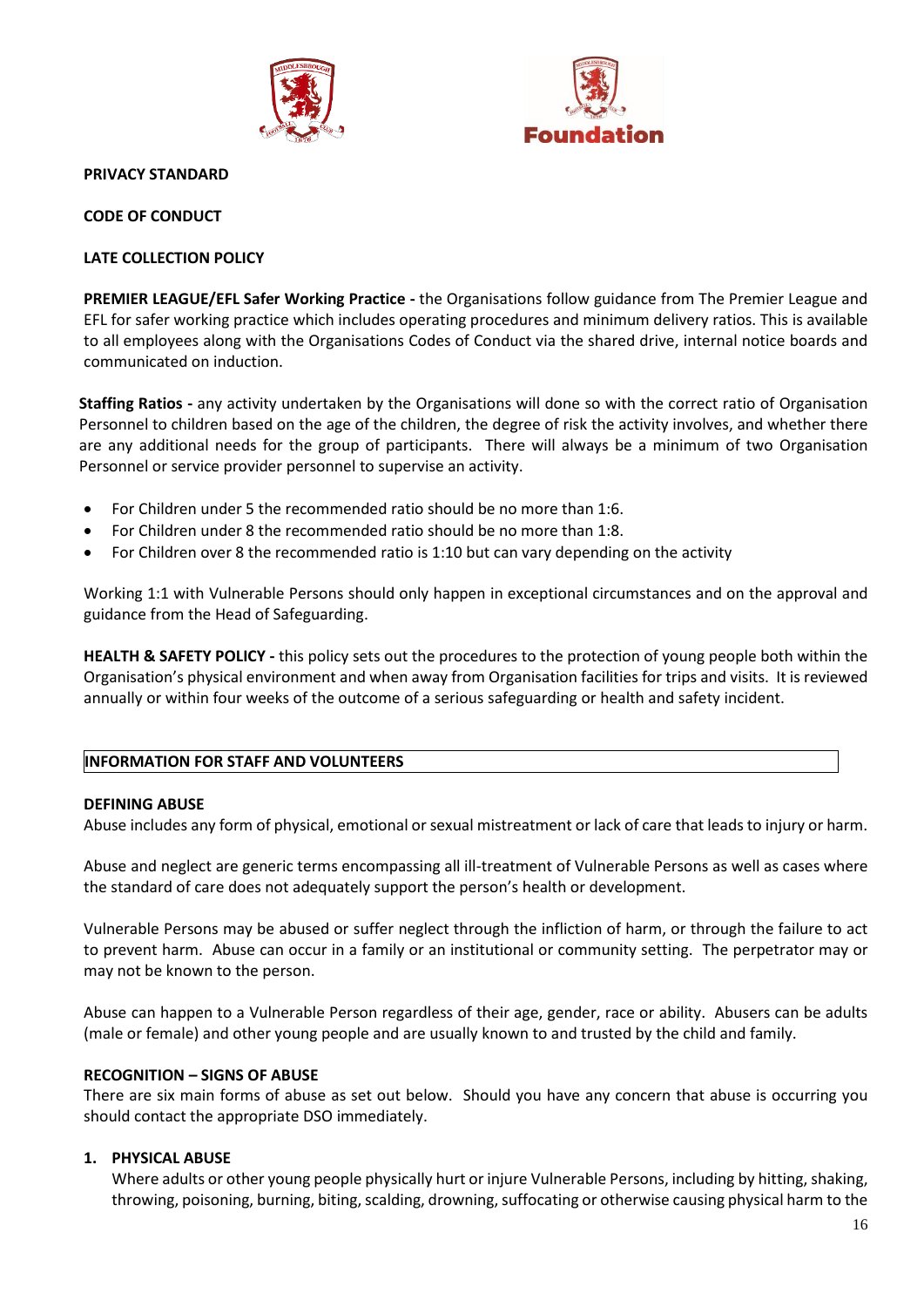**PRIVACY STANDARD**

**CODE OF CONDUCT**

**LATE COLLECTION POLICY**

**PREMIER LEAGUE/EFL Safer Working Practice -** the Organisations follow guidance from The Premier League and EFL for safer working practice which includes operating procedures and minimum delivery ratios. This is available to all employees along with the Organisations Codes of Conduct via the shared drive, internal notice boards and communicated on induction.

**Staffing Ratios -** any activity undertaken by the Organisations will done so with the correct ratio of Organisation Personnel to children based on the age of the children, the degree of risk the activity involves, and whether there are any additional needs for the group of participants. There will always be a minimum of two Organisation Personnel or service provider personnel to supervise an activity.

- For Children under 5 the recommended ratio should be no more than 1:6.
- For Children under 8 the recommended ratio should be no more than 1:8.
- For Children over 8 the recommended ratio is 1:10 but can vary depending on the activity

Working 1:1 with Vulnerable Persons should only happen in exceptional circumstances and on the approval and guidance from the Head of Safeguarding.

**HEALTH & SAFETY POLICY -** this policy sets out the procedures to the protection of young people both within the Organisation's physical environment and when away from Organisation facilities for trips and visits. It is reviewed annually or within four weeks of the outcome of a serious safeguarding or health and safety incident.

## INFORMATION FOR STAFF AND VOLUNTEERS

**DEFINING ABUSE**

Abuse includes any form of physical, emotional or sexual mistreatment or lack of care that leads to injury or harm.

Abuse and neglect are generic terms encompassing all ill-treatment of Vulnerable Persons as well as cases where the standard of care does not adequately support the person's health or development.

Vulnerable Persons may be abused or suffer neglect through the infliction of harm, or through the failure to act to prevent harm. Abuse can occur in a family or an institutional or community setting. The perpetrator may or may not be known to the person.

Abuse can happen to a Vulnerable Person regardless of their age, gender, race or ability. Abusers can be adults (male or female) and other young people and are usually known to and trusted by the child and family.

**RECOGNITION – SIGNS OF ABUSE**

There are six main forms of abuse as set out below. Should you have any concern that abuse is occurring you should contact the appropriate DSO immediately.

1. **PHYSICAL ABUSE**

   Where adults or other young people physically hurt or injure Vulnerable Persons, including by hitting, shaking, throwing, poisoning, burning, biting, scalding, drowning, suffocating or otherwise causing physical harm to the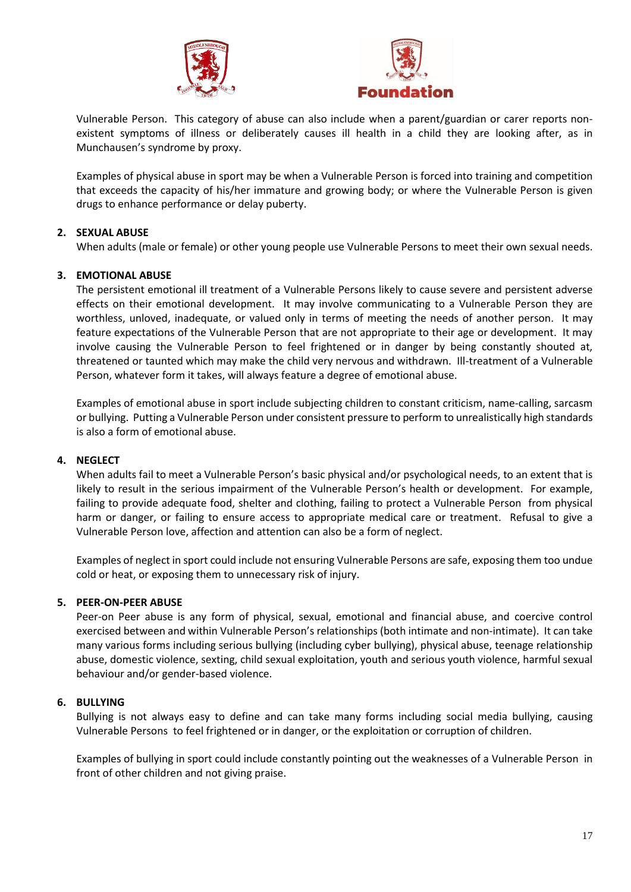Vulnerable Person. This category of abuse can also include when a parent/guardian or carer reports non-existent symptoms of illness or deliberately causes ill health in a child they are looking after, as in Munchausen's syndrome by proxy.

Examples of physical abuse in sport may be when a Vulnerable Person is forced into training and competition that exceeds the capacity of his/her immature and growing body; or where the Vulnerable Person is given drugs to enhance performance or delay puberty.

2. **SEXUAL ABUSE**
   When adults (male or female) or other young people use Vulnerable Persons to meet their own sexual needs.

3. **EMOTIONAL ABUSE**
   The persistent emotional ill treatment of a Vulnerable Persons likely to cause severe and persistent adverse effects on their emotional development. It may involve communicating to a Vulnerable Person they are worthless, unloved, inadequate, or valued only in terms of meeting the needs of another person. It may feature expectations of the Vulnerable Person that are not appropriate to their age or development. It may involve causing the Vulnerable Person to feel frightened or in danger by being constantly shouted at, threatened or taunted which may make the child very nervous and withdrawn. Ill-treatment of a Vulnerable Person, whatever form it takes, will always feature a degree of emotional abuse.

   Examples of emotional abuse in sport include subjecting children to constant criticism, name-calling, sarcasm or bullying. Putting a Vulnerable Person under consistent pressure to perform to unrealistically high standards is also a form of emotional abuse.

4. **NEGLECT**
   When adults fail to meet a Vulnerable Person's basic physical and/or psychological needs, to an extent that is likely to result in the serious impairment of the Vulnerable Person's health or development. For example, failing to provide adequate food, shelter and clothing, failing to protect a Vulnerable Person from physical harm or danger, or failing to ensure access to appropriate medical care or treatment. Refusal to give a Vulnerable Person love, affection and attention can also be a form of neglect.

   Examples of neglect in sport could include not ensuring Vulnerable Persons are safe, exposing them too undue cold or heat, or exposing them to unnecessary risk of injury.

5. **PEER-ON-PEER ABUSE**
   Peer-on Peer abuse is any form of physical, sexual, emotional and financial abuse, and coercive control exercised between and within Vulnerable Person's relationships (both intimate and non-intimate). It can take many various forms including serious bullying (including cyber bullying), physical abuse, teenage relationship abuse, domestic violence, sexting, child sexual exploitation, youth and serious youth violence, harmful sexual behaviour and/or gender-based violence.

6. **BULLYING**
   Bullying is not always easy to define and can take many forms including social media bullying, causing Vulnerable Persons to feel frightened or in danger, or the exploitation or corruption of children.

   Examples of bullying in sport could include constantly pointing out the weaknesses of a Vulnerable Person in front of other children and not giving praise.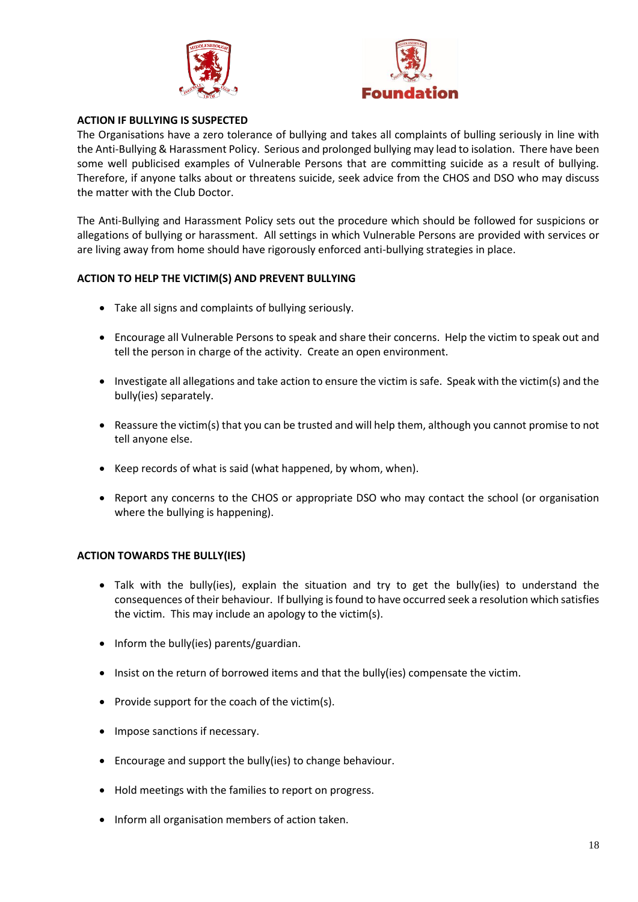**ACTION IF BULLYING IS SUSPECTED**

The Organisations have a zero tolerance of bullying and takes all complaints of bulling seriously in line with the Anti-Bullying & Harassment Policy. Serious and prolonged bullying may lead to isolation. There have been some well publicised examples of Vulnerable Persons that are committing suicide as a result of bullying. Therefore, if anyone talks about or threatens suicide, seek advice from the CHOS and DSO who may discuss the matter with the Club Doctor.

The Anti-Bullying and Harassment Policy sets out the procedure which should be followed for suspicions or allegations of bullying or harassment. All settings in which Vulnerable Persons are provided with services or are living away from home should have rigorously enforced anti-bullying strategies in place.

**ACTION TO HELP THE VICTIM(S) AND PREVENT BULLYING**

- Take all signs and complaints of bullying seriously.
- Encourage all Vulnerable Persons to speak and share their concerns. Help the victim to speak out and tell the person in charge of the activity. Create an open environment.
- Investigate all allegations and take action to ensure the victim is safe. Speak with the victim(s) and the bully(ies) separately.
- Reassure the victim(s) that you can be trusted and will help them, although you cannot promise to not tell anyone else.
- Keep records of what is said (what happened, by whom, when).
- Report any concerns to the CHOS or appropriate DSO who may contact the school (or organisation where the bullying is happening).

**ACTION TOWARDS THE BULLY(IES)**

- Talk with the bully(ies), explain the situation and try to get the bully(ies) to understand the consequences of their behaviour. If bullying is found to have occurred seek a resolution which satisfies the victim. This may include an apology to the victim(s).
- Inform the bully(ies) parents/guardian.
- Insist on the return of borrowed items and that the bully(ies) compensate the victim.
- Provide support for the coach of the victim(s).
- Impose sanctions if necessary.
- Encourage and support the bully(ies) to change behaviour.
- Hold meetings with the families to report on progress.
- Inform all organisation members of action taken.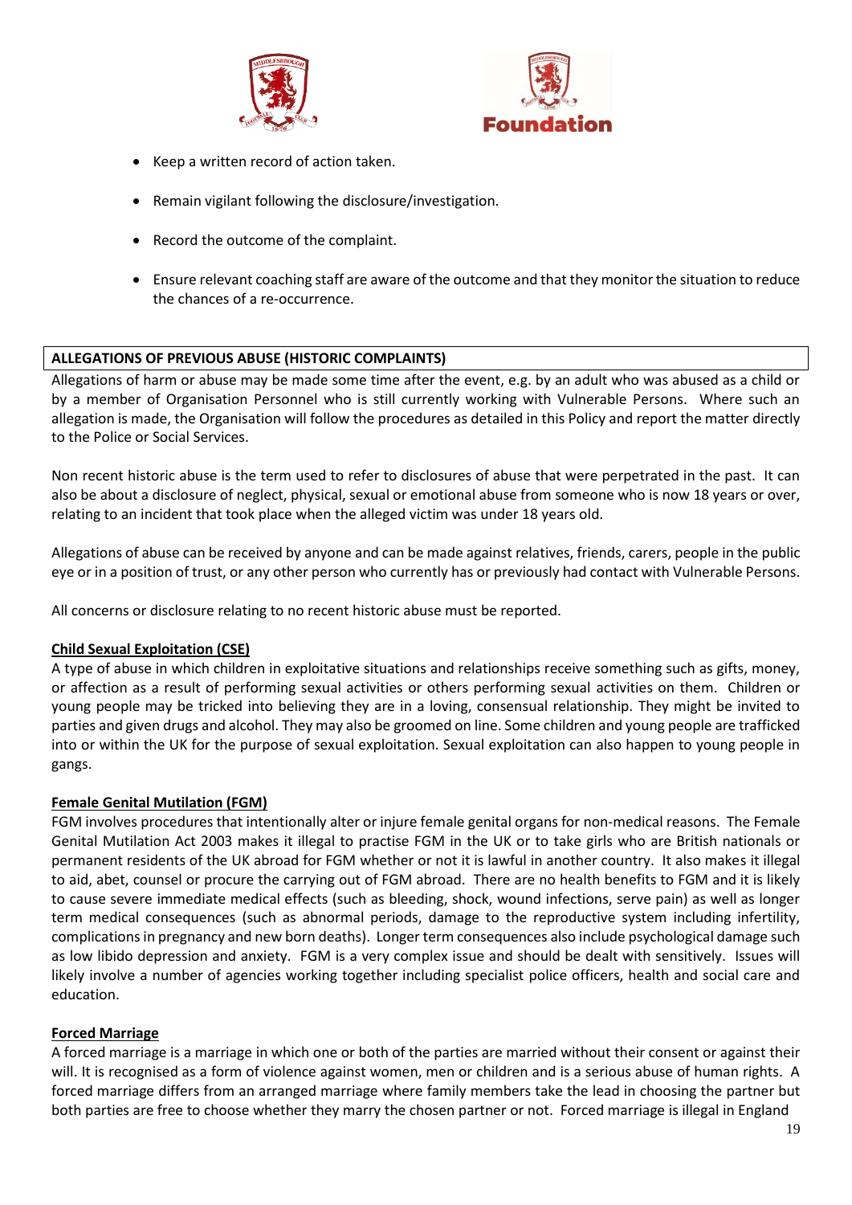- Keep a written record of action taken.
- Remain vigilant following the disclosure/investigation.
- Record the outcome of the complaint.
- Ensure relevant coaching staff are aware of the outcome and that they monitor the situation to reduce the chances of a re-occurrence.

## ALLEGATIONS OF PREVIOUS ABUSE (HISTORIC COMPLAINTS)

Allegations of harm or abuse may be made some time after the event, e.g. by an adult who was abused as a child or by a member of Organisation Personnel who is still currently working with Vulnerable Persons. Where such an allegation is made, the Organisation will follow the procedures as detailed in this Policy and report the matter directly to the Police or Social Services.

Non recent historic abuse is the term used to refer to disclosures of abuse that were perpetrated in the past. It can also be about a disclosure of neglect, physical, sexual or emotional abuse from someone who is now 18 years or over, relating to an incident that took place when the alleged victim was under 18 years old.

Allegations of abuse can be received by anyone and can be made against relatives, friends, carers, people in the public eye or in a position of trust, or any other person who currently has or previously had contact with Vulnerable Persons.

All concerns or disclosure relating to no recent historic abuse must be reported.

### Child Sexual Exploitation (CSE)

A type of abuse in which children in exploitative situations and relationships receive something such as gifts, money, or affection as a result of performing sexual activities or others performing sexual activities on them. Children or young people may be tricked into believing they are in a loving, consensual relationship. They might be invited to parties and given drugs and alcohol. They may also be groomed on line. Some children and young people are trafficked into or within the UK for the purpose of sexual exploitation. Sexual exploitation can also happen to young people in gangs.

### Female Genital Mutilation (FGM)

FGM involves procedures that intentionally alter or injure female genital organs for non-medical reasons. The Female Genital Mutilation Act 2003 makes it illegal to practise FGM in the UK or to take girls who are British nationals or permanent residents of the UK abroad for FGM whether or not it is lawful in another country. It also makes it illegal to aid, abet, counsel or procure the carrying out of FGM abroad. There are no health benefits to FGM and it is likely to cause severe immediate medical effects (such as bleeding, shock, wound infections, serve pain) as well as longer term medical consequences (such as abnormal periods, damage to the reproductive system including infertility, complications in pregnancy and new born deaths). Longer term consequences also include psychological damage such as low libido depression and anxiety. FGM is a very complex issue and should be dealt with sensitively. Issues will likely involve a number of agencies working together including specialist police officers, health and social care and education.

### Forced Marriage

A forced marriage is a marriage in which one or both of the parties are married without their consent or against their will. It is recognised as a form of violence against women, men or children and is a serious abuse of human rights. A forced marriage differs from an arranged marriage where family members take the lead in choosing the partner but both parties are free to choose whether they marry the chosen partner or not. Forced marriage is illegal in England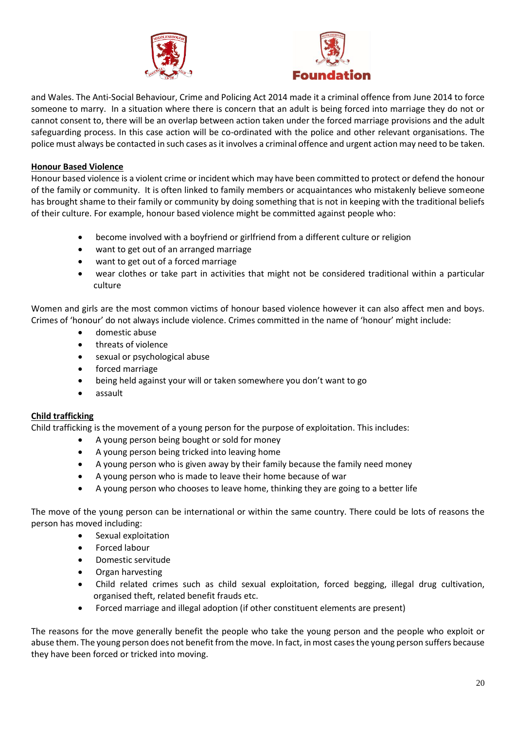and Wales. The Anti-Social Behaviour, Crime and Policing Act 2014 made it a criminal offence from June 2014 to force someone to marry. In a situation where there is concern that an adult is being forced into marriage they do not or cannot consent to, there will be an overlap between action taken under the forced marriage provisions and the adult safeguarding process. In this case action will be co-ordinated with the police and other relevant organisations. The police must always be contacted in such cases as it involves a criminal offence and urgent action may need to be taken.

**Honour Based Violence**

Honour based violence is a violent crime or incident which may have been committed to protect or defend the honour of the family or community. It is often linked to family members or acquaintances who mistakenly believe someone has brought shame to their family or community by doing something that is not in keeping with the traditional beliefs of their culture. For example, honour based violence might be committed against people who:

- become involved with a boyfriend or girlfriend from a different culture or religion
- want to get out of an arranged marriage
- want to get out of a forced marriage
- wear clothes or take part in activities that might not be considered traditional within a particular culture

Women and girls are the most common victims of honour based violence however it can also affect men and boys. Crimes of 'honour' do not always include violence. Crimes committed in the name of 'honour' might include:

- domestic abuse
- threats of violence
- sexual or psychological abuse
- forced marriage
- being held against your will or taken somewhere you don't want to go
- assault

**Child trafficking**

Child trafficking is the movement of a young person for the purpose of exploitation. This includes:

- A young person being bought or sold for money
- A young person being tricked into leaving home
- A young person who is given away by their family because the family need money
- A young person who is made to leave their home because of war
- A young person who chooses to leave home, thinking they are going to a better life

The move of the young person can be international or within the same country. There could be lots of reasons the person has moved including:

- Sexual exploitation
- Forced labour
- Domestic servitude
- Organ harvesting
- Child related crimes such as child sexual exploitation, forced begging, illegal drug cultivation, organised theft, related benefit frauds etc.
- Forced marriage and illegal adoption (if other constituent elements are present)

The reasons for the move generally benefit the people who take the young person and the people who exploit or abuse them. The young person does not benefit from the move. In fact, in most cases the young person suffers because they have been forced or tricked into moving.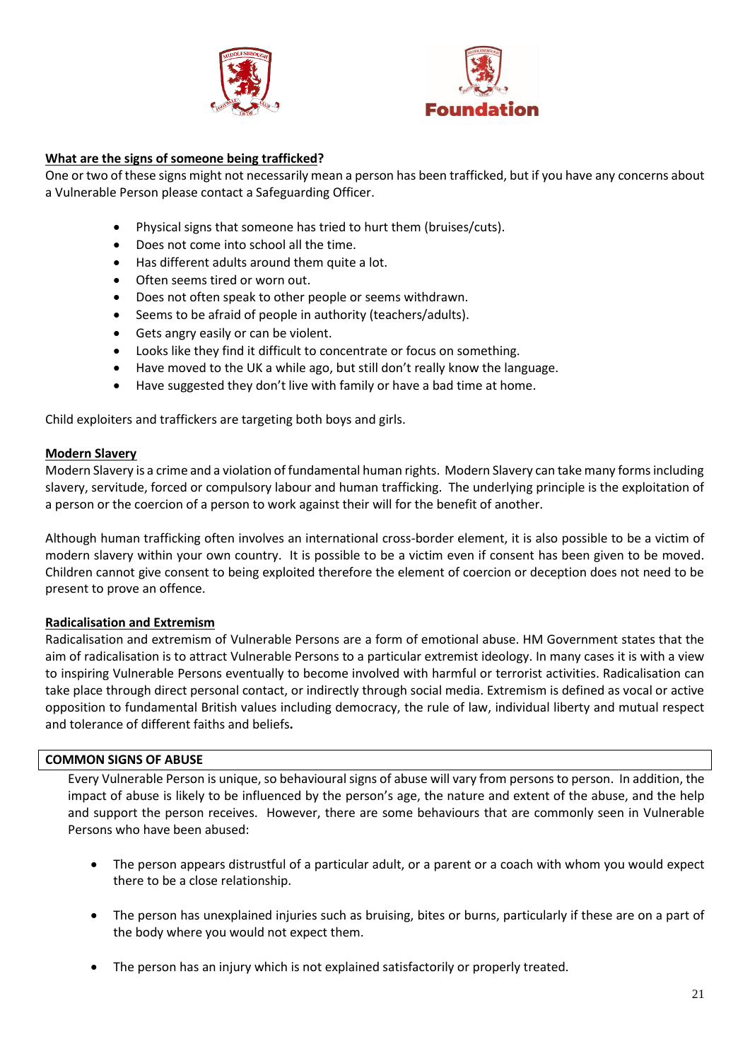**What are the signs of someone being trafficked?**

One or two of these signs might not necessarily mean a person has been trafficked, but if you have any concerns about a Vulnerable Person please contact a Safeguarding Officer.

- Physical signs that someone has tried to hurt them (bruises/cuts).
- Does not come into school all the time.
- Has different adults around them quite a lot.
- Often seems tired or worn out.
- Does not often speak to other people or seems withdrawn.
- Seems to be afraid of people in authority (teachers/adults).
- Gets angry easily or can be violent.
- Looks like they find it difficult to concentrate or focus on something.
- Have moved to the UK a while ago, but still don't really know the language.
- Have suggested they don't live with family or have a bad time at home.

Child exploiters and traffickers are targeting both boys and girls.

**Modern Slavery**

Modern Slavery is a crime and a violation of fundamental human rights. Modern Slavery can take many forms including slavery, servitude, forced or compulsory labour and human trafficking. The underlying principle is the exploitation of a person or the coercion of a person to work against their will for the benefit of another.

Although human trafficking often involves an international cross-border element, it is also possible to be a victim of modern slavery within your own country. It is possible to be a victim even if consent has been given to be moved. Children cannot give consent to being exploited therefore the element of coercion or deception does not need to be present to prove an offence.

**Radicalisation and Extremism**

Radicalisation and extremism of Vulnerable Persons are a form of emotional abuse. HM Government states that the aim of radicalisation is to attract Vulnerable Persons to a particular extremist ideology. In many cases it is with a view to inspiring Vulnerable Persons eventually to become involved with harmful or terrorist activities. Radicalisation can take place through direct personal contact, or indirectly through social media. Extremism is defined as vocal or active opposition to fundamental British values including democracy, the rule of law, individual liberty and mutual respect and tolerance of different faiths and beliefs**.**

## COMMON SIGNS OF ABUSE

Every Vulnerable Person is unique, so behavioural signs of abuse will vary from persons to person. In addition, the impact of abuse is likely to be influenced by the person's age, the nature and extent of the abuse, and the help and support the person receives. However, there are some behaviours that are commonly seen in Vulnerable Persons who have been abused:

- The person appears distrustful of a particular adult, or a parent or a coach with whom you would expect there to be a close relationship.
- The person has unexplained injuries such as bruising, bites or burns, particularly if these are on a part of the body where you would not expect them.
- The person has an injury which is not explained satisfactorily or properly treated.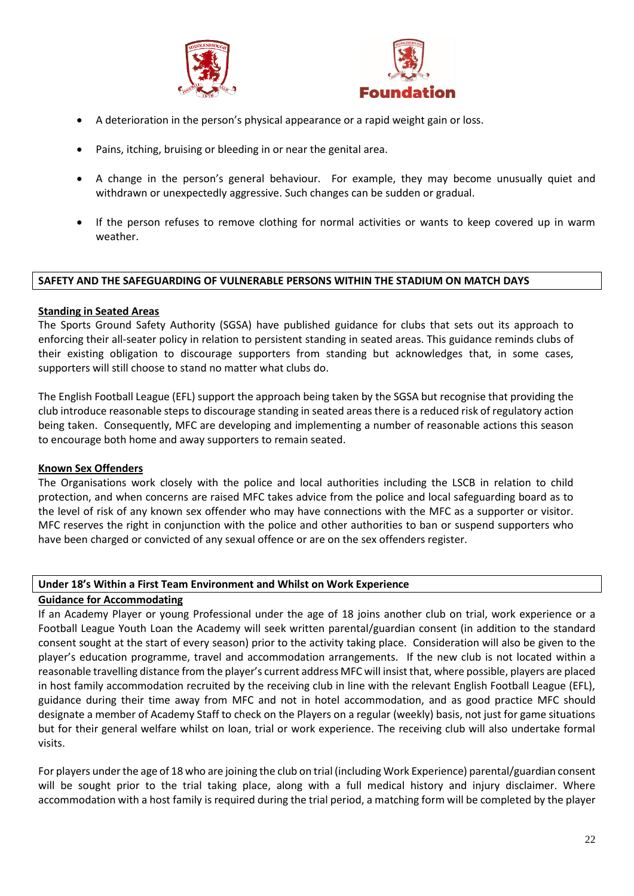- A deterioration in the person's physical appearance or a rapid weight gain or loss.
- Pains, itching, bruising or bleeding in or near the genital area.
- A change in the person's general behaviour. For example, they may become unusually quiet and withdrawn or unexpectedly aggressive. Such changes can be sudden or gradual.
- If the person refuses to remove clothing for normal activities or wants to keep covered up in warm weather.

## SAFETY AND THE SAFEGUARDING OF VULNERABLE PERSONS WITHIN THE STADIUM ON MATCH DAYS

### Standing in Seated Areas

The Sports Ground Safety Authority (SGSA) have published guidance for clubs that sets out its approach to enforcing their all-seater policy in relation to persistent standing in seated areas. This guidance reminds clubs of their existing obligation to discourage supporters from standing but acknowledges that, in some cases, supporters will still choose to stand no matter what clubs do.

The English Football League (EFL) support the approach being taken by the SGSA but recognise that providing the club introduce reasonable steps to discourage standing in seated areas there is a reduced risk of regulatory action being taken. Consequently, MFC are developing and implementing a number of reasonable actions this season to encourage both home and away supporters to remain seated.

### Known Sex Offenders

The Organisations work closely with the police and local authorities including the LSCB in relation to child protection, and when concerns are raised MFC takes advice from the police and local safeguarding board as to the level of risk of any known sex offender who may have connections with the MFC as a supporter or visitor. MFC reserves the right in conjunction with the police and other authorities to ban or suspend supporters who have been charged or convicted of any sexual offence or are on the sex offenders register.

## Under 18's Within a First Team Environment and Whilst on Work Experience

### Guidance for Accommodating

If an Academy Player or young Professional under the age of 18 joins another club on trial, work experience or a Football League Youth Loan the Academy will seek written parental/guardian consent (in addition to the standard consent sought at the start of every season) prior to the activity taking place. Consideration will also be given to the player's education programme, travel and accommodation arrangements. If the new club is not located within a reasonable travelling distance from the player's current address MFC will insist that, where possible, players are placed in host family accommodation recruited by the receiving club in line with the relevant English Football League (EFL), guidance during their time away from MFC and not in hotel accommodation, and as good practice MFC should designate a member of Academy Staff to check on the Players on a regular (weekly) basis, not just for game situations but for their general welfare whilst on loan, trial or work experience. The receiving club will also undertake formal visits.

For players under the age of 18 who are joining the club on trial (including Work Experience) parental/guardian consent will be sought prior to the trial taking place, along with a full medical history and injury disclaimer. Where accommodation with a host family is required during the trial period, a matching form will be completed by the player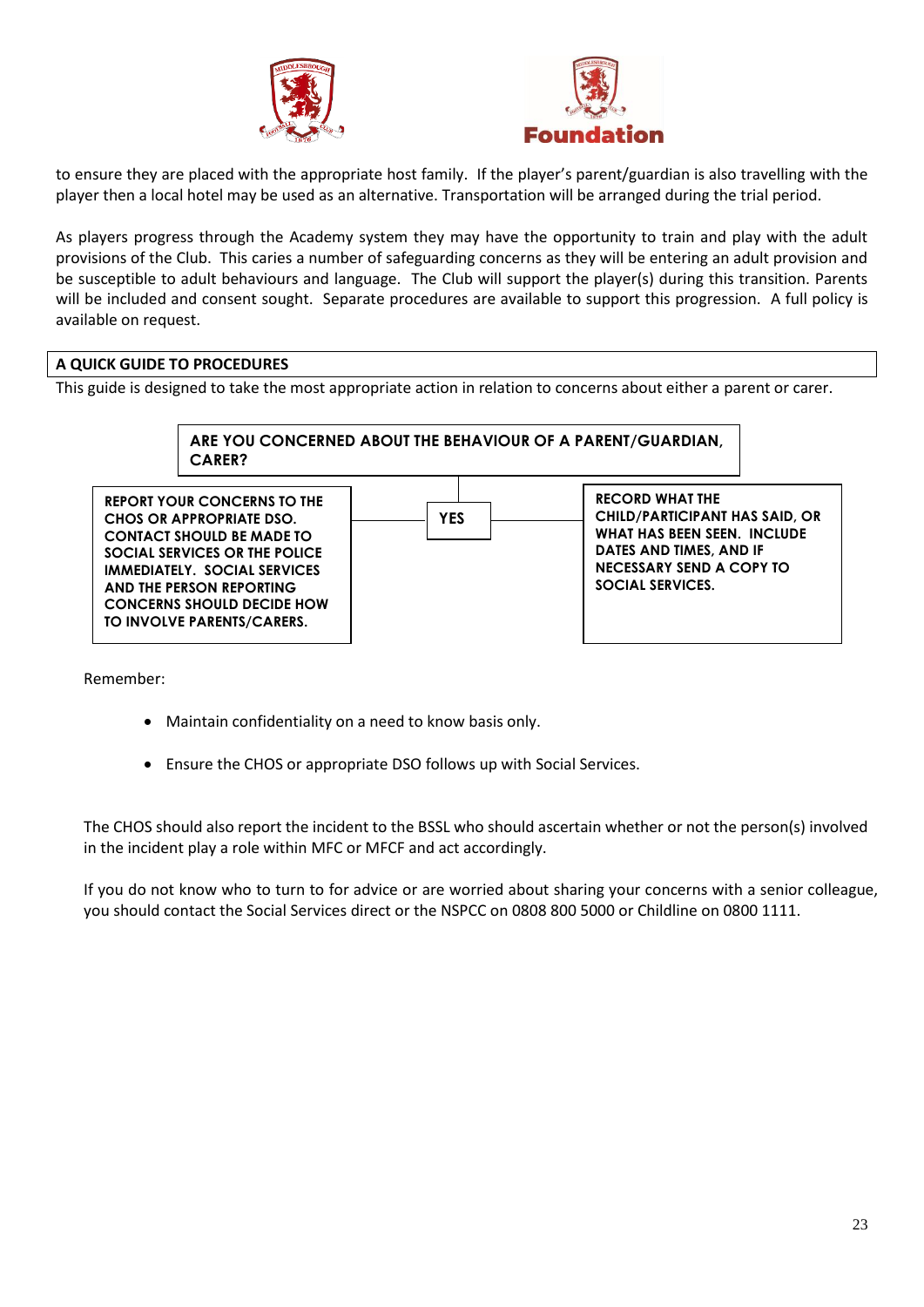to ensure they are placed with the appropriate host family. If the player's parent/guardian is also travelling with the player then a local hotel may be used as an alternative. Transportation will be arranged during the trial period.

As players progress through the Academy system they may have the opportunity to train and play with the adult provisions of the Club. This caries a number of safeguarding concerns as they will be entering an adult provision and be susceptible to adult behaviours and language. The Club will support the player(s) during this transition. Parents will be included and consent sought. Separate procedures are available to support this progression. A full policy is available on request.

## A QUICK GUIDE TO PROCEDURES

This guide is designed to take the most appropriate action in relation to concerns about either a parent or carer.

**ARE YOU CONCERNED ABOUT THE BEHAVIOUR OF A PARENT/GUARDIAN, CARER?**

**YES**

**REPORT YOUR CONCERNS TO THE CHOS OR APPROPRIATE DSO. CONTACT SHOULD BE MADE TO SOCIAL SERVICES OR THE POLICE IMMEDIATELY. SOCIAL SERVICES AND THE PERSON REPORTING CONCERNS SHOULD DECIDE HOW TO INVOLVE PARENTS/CARERS.**

**RECORD WHAT THE CHILD/PARTICIPANT HAS SAID, OR WHAT HAS BEEN SEEN. INCLUDE DATES AND TIMES, AND IF NECESSARY SEND A COPY TO SOCIAL SERVICES.**

Remember:

- Maintain confidentiality on a need to know basis only.
- Ensure the CHOS or appropriate DSO follows up with Social Services.

The CHOS should also report the incident to the BSSL who should ascertain whether or not the person(s) involved in the incident play a role within MFC or MFCF and act accordingly.

If you do not know who to turn to for advice or are worried about sharing your concerns with a senior colleague, you should contact the Social Services direct or the NSPCC on 0808 800 5000 or Childline on 0800 1111.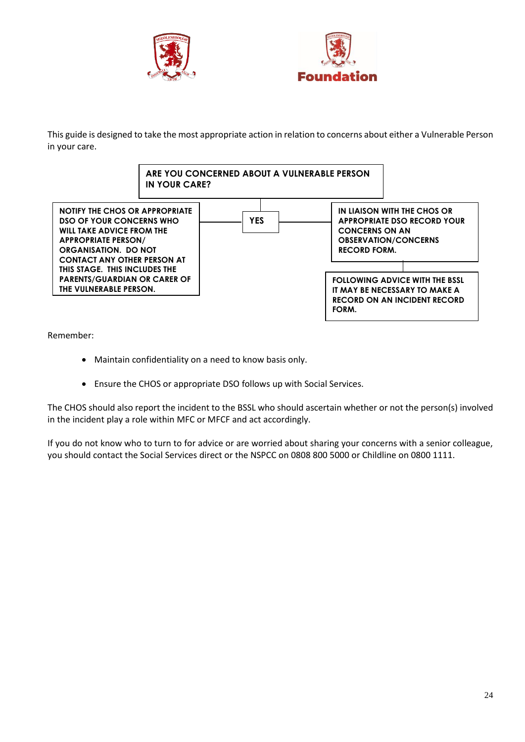This guide is designed to take the most appropriate action in relation to concerns about either a Vulnerable Person in your care.

**ARE YOU CONCERNED ABOUT A VULNERABLE PERSON IN YOUR CARE?**

**YES**

**NOTIFY THE CHOS OR APPROPRIATE DSO OF YOUR CONCERNS WHO WILL TAKE ADVICE FROM THE APPROPRIATE PERSON/ ORGANISATION. DO NOT CONTACT ANY OTHER PERSON AT THIS STAGE. THIS INCLUDES THE PARENTS/GUARDIAN OR CARER OF THE VULNERABLE PERSON.**

**IN LIAISON WITH THE CHOS OR APPROPRIATE DSO RECORD YOUR CONCERNS ON AN OBSERVATION/CONCERNS RECORD FORM.**

**FOLLOWING ADVICE WITH THE BSSL IT MAY BE NECESSARY TO MAKE A RECORD ON AN INCIDENT RECORD FORM.**

Remember:

- Maintain confidentiality on a need to know basis only.
- Ensure the CHOS or appropriate DSO follows up with Social Services.

The CHOS should also report the incident to the BSSL who should ascertain whether or not the person(s) involved in the incident play a role within MFC or MFCF and act accordingly.

If you do not know who to turn to for advice or are worried about sharing your concerns with a senior colleague, you should contact the Social Services direct or the NSPCC on 0808 800 5000 or Childline on 0800 1111.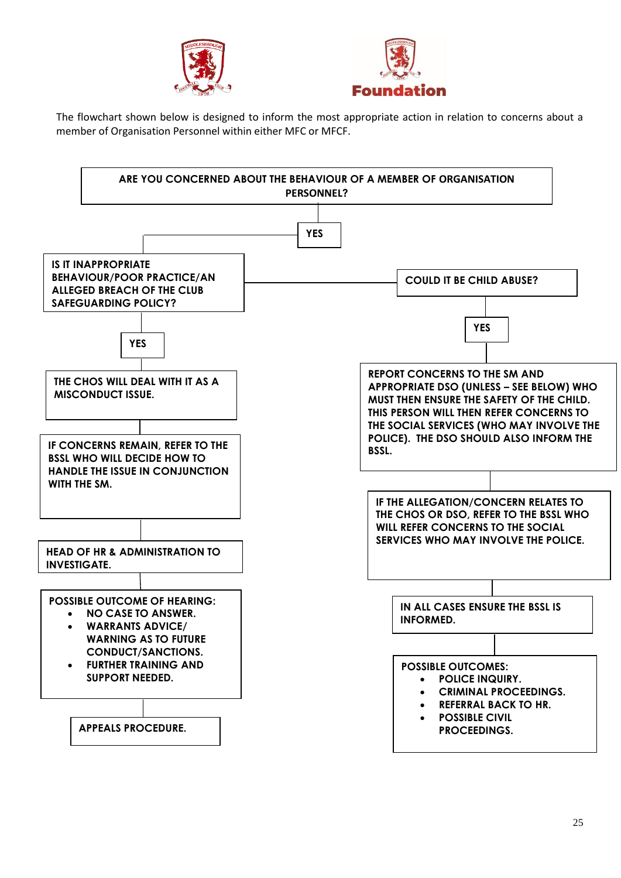The flowchart shown below is designed to inform the most appropriate action in relation to concerns about a member of Organisation Personnel within either MFC or MFCF.

**ARE YOU CONCERNED ABOUT THE BEHAVIOUR OF A MEMBER OF ORGANISATION PERSONNEL?**

**YES**

**IS IT INAPPROPRIATE BEHAVIOUR/POOR PRACTICE/AN ALLEGED BREACH OF THE CLUB SAFEGUARDING POLICY?**

**YES**

**THE CHOS WILL DEAL WITH IT AS A MISCONDUCT ISSUE.**

**IF CONCERNS REMAIN, REFER TO THE BSSL WHO WILL DECIDE HOW TO HANDLE THE ISSUE IN CONJUNCTION WITH THE SM.**

**HEAD OF HR & ADMINISTRATION TO INVESTIGATE.**

**POSSIBLE OUTCOME OF HEARING:**

- **NO CASE TO ANSWER.**
- **WARRANTS ADVICE/ WARNING AS TO FUTURE CONDUCT/SANCTIONS.**
- **FURTHER TRAINING AND SUPPORT NEEDED.**

**APPEALS PROCEDURE.**

**COULD IT BE CHILD ABUSE?**

**YES**

**REPORT CONCERNS TO THE SM AND APPROPRIATE DSO (UNLESS – SEE BELOW) WHO MUST THEN ENSURE THE SAFETY OF THE CHILD. THIS PERSON WILL THEN REFER CONCERNS TO THE SOCIAL SERVICES (WHO MAY INVOLVE THE POLICE). THE DSO SHOULD ALSO INFORM THE BSSL.**

**IF THE ALLEGATION/CONCERN RELATES TO THE CHOS OR DSO, REFER TO THE BSSL WHO WILL REFER CONCERNS TO THE SOCIAL SERVICES WHO MAY INVOLVE THE POLICE.**

**IN ALL CASES ENSURE THE BSSL IS INFORMED.**

**POSSIBLE OUTCOMES:**

- **POLICE INQUIRY.**
- **CRIMINAL PROCEEDINGS.**
- **REFERRAL BACK TO HR.**
- **POSSIBLE CIVIL PROCEEDINGS.**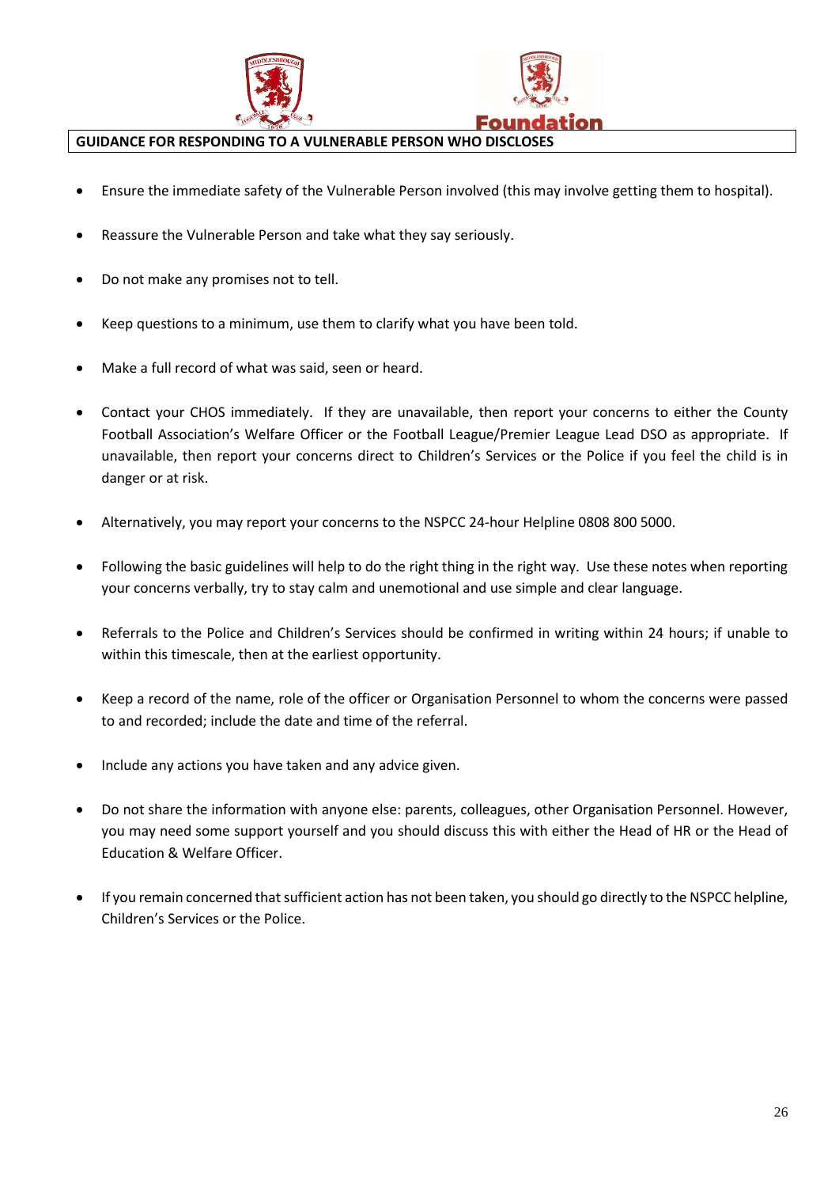**GUIDANCE FOR RESPONDING TO A VULNERABLE PERSON WHO DISCLOSES**

- Ensure the immediate safety of the Vulnerable Person involved (this may involve getting them to hospital).
- Reassure the Vulnerable Person and take what they say seriously.
- Do not make any promises not to tell.
- Keep questions to a minimum, use them to clarify what you have been told.
- Make a full record of what was said, seen or heard.
- Contact your CHOS immediately. If they are unavailable, then report your concerns to either the County Football Association's Welfare Officer or the Football League/Premier League Lead DSO as appropriate. If unavailable, then report your concerns direct to Children's Services or the Police if you feel the child is in danger or at risk.
- Alternatively, you may report your concerns to the NSPCC 24-hour Helpline 0808 800 5000.
- Following the basic guidelines will help to do the right thing in the right way. Use these notes when reporting your concerns verbally, try to stay calm and unemotional and use simple and clear language.
- Referrals to the Police and Children's Services should be confirmed in writing within 24 hours; if unable to within this timescale, then at the earliest opportunity.
- Keep a record of the name, role of the officer or Organisation Personnel to whom the concerns were passed to and recorded; include the date and time of the referral.
- Include any actions you have taken and any advice given.
- Do not share the information with anyone else: parents, colleagues, other Organisation Personnel. However, you may need some support yourself and you should discuss this with either the Head of HR or the Head of Education & Welfare Officer.
- If you remain concerned that sufficient action has not been taken, you should go directly to the NSPCC helpline, Children's Services or the Police.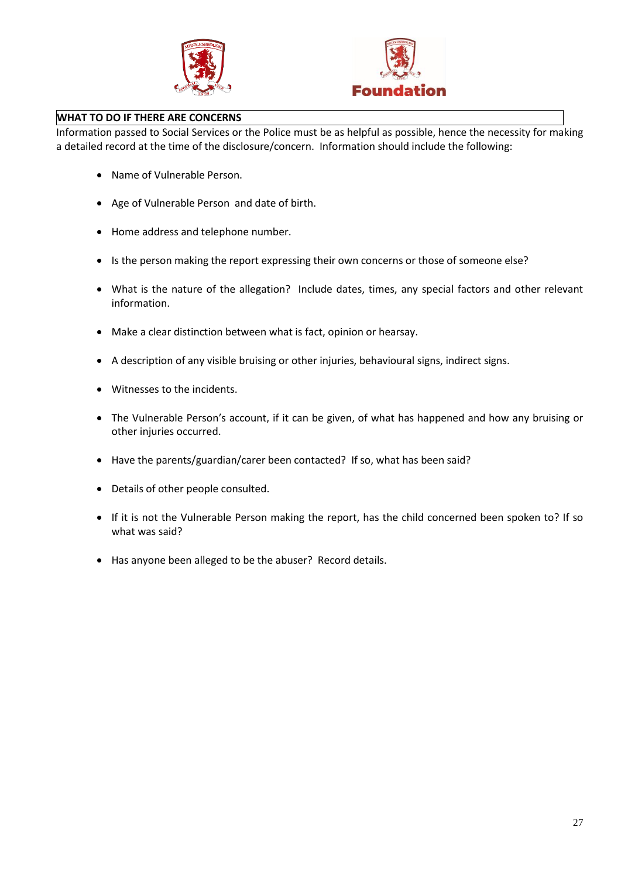## WHAT TO DO IF THERE ARE CONCERNS

Information passed to Social Services or the Police must be as helpful as possible, hence the necessity for making a detailed record at the time of the disclosure/concern. Information should include the following:

- Name of Vulnerable Person.
- Age of Vulnerable Person and date of birth.
- Home address and telephone number.
- Is the person making the report expressing their own concerns or those of someone else?
- What is the nature of the allegation? Include dates, times, any special factors and other relevant information.
- Make a clear distinction between what is fact, opinion or hearsay.
- A description of any visible bruising or other injuries, behavioural signs, indirect signs.
- Witnesses to the incidents.
- The Vulnerable Person's account, if it can be given, of what has happened and how any bruising or other injuries occurred.
- Have the parents/guardian/carer been contacted? If so, what has been said?
- Details of other people consulted.
- If it is not the Vulnerable Person making the report, has the child concerned been spoken to? If so what was said?
- Has anyone been alleged to be the abuser? Record details.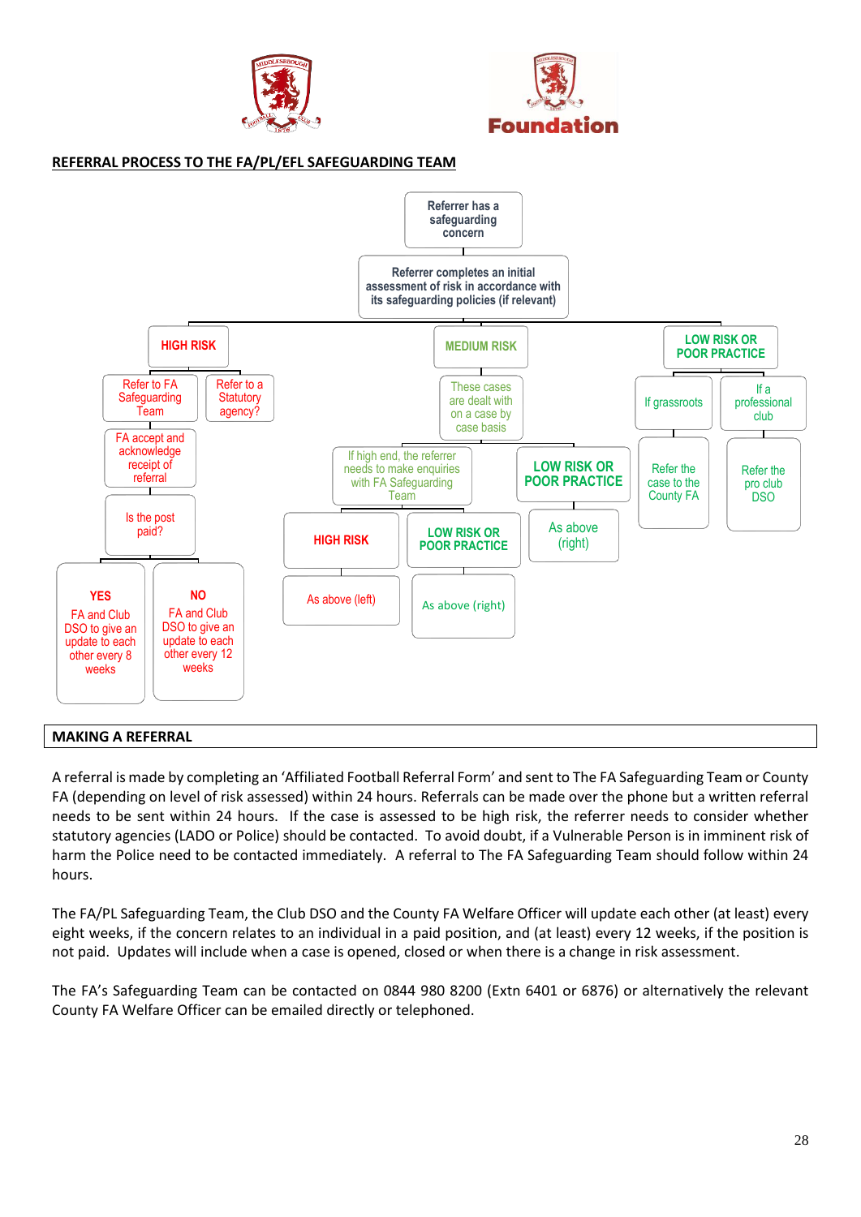**REFERRAL PROCESS TO THE FA/PL/EFL SAFEGUARDING TEAM**

- Referrer has a safeguarding concern
  - Referrer completes an initial assessment of risk in accordance with its safeguarding policies (if relevant)
    - **HIGH RISK**
      - Refer to FA Safeguarding Team
        - FA accept and acknowledge receipt of referral
          - Is the post paid?
            - **YES** – FA and Club DSO to give an update to each other every 8 weeks
            - **NO** – FA and Club DSO to give an update to each other every 12 weeks
      - Refer to a Statutory agency?
    - **MEDIUM RISK**
      - These cases are dealt with on a case by case basis
        - If high end, the referrer needs to make enquiries with FA Safeguarding Team
          - **HIGH RISK** – As above (left)
          - **LOW RISK OR POOR PRACTICE** – As above (right)
        - **LOW RISK OR POOR PRACTICE** – As above (right)
    - **LOW RISK OR POOR PRACTICE**
      - If grassroots – Refer the case to the County FA
      - If a professional club – Refer the pro club DSO

**MAKING A REFERRAL**

A referral is made by completing an 'Affiliated Football Referral Form' and sent to The FA Safeguarding Team or County FA (depending on level of risk assessed) within 24 hours. Referrals can be made over the phone but a written referral needs to be sent within 24 hours. If the case is assessed to be high risk, the referrer needs to consider whether statutory agencies (LADO or Police) should be contacted. To avoid doubt, if a Vulnerable Person is in imminent risk of harm the Police need to be contacted immediately. A referral to The FA Safeguarding Team should follow within 24 hours.

The FA/PL Safeguarding Team, the Club DSO and the County FA Welfare Officer will update each other (at least) every eight weeks, if the concern relates to an individual in a paid position, and (at least) every 12 weeks, if the position is not paid. Updates will include when a case is opened, closed or when there is a change in risk assessment.

The FA's Safeguarding Team can be contacted on 0844 980 8200 (Extn 6401 or 6876) or alternatively the relevant County FA Welfare Officer can be emailed directly or telephoned.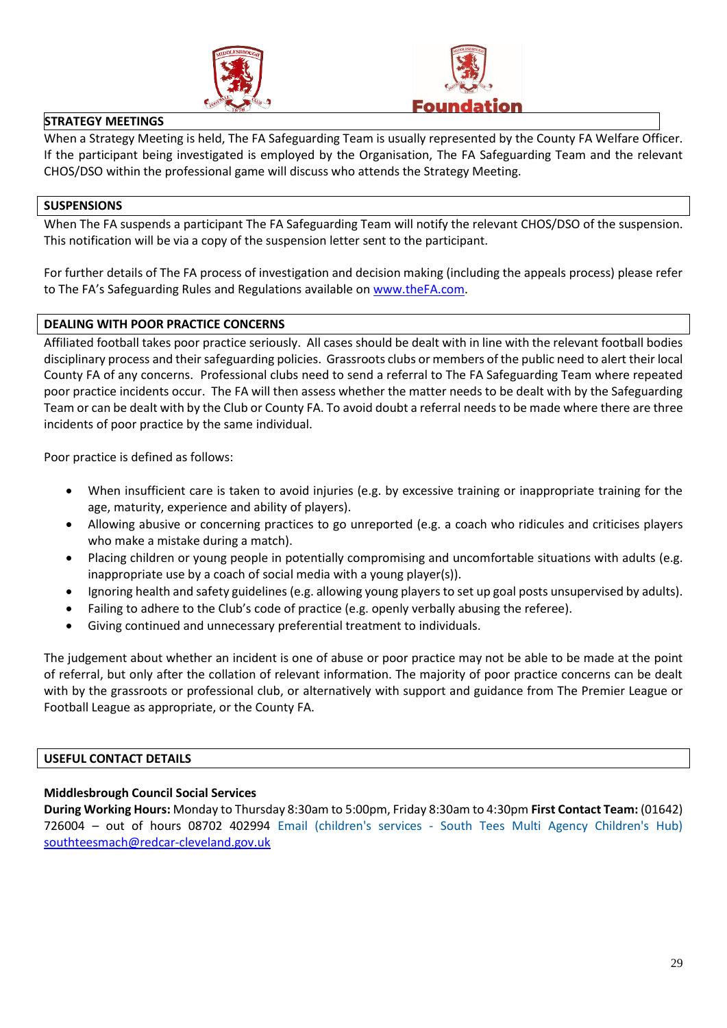## STRATEGY MEETINGS

When a Strategy Meeting is held, The FA Safeguarding Team is usually represented by the County FA Welfare Officer. If the participant being investigated is employed by the Organisation, The FA Safeguarding Team and the relevant CHOS/DSO within the professional game will discuss who attends the Strategy Meeting.

## SUSPENSIONS

When The FA suspends a participant The FA Safeguarding Team will notify the relevant CHOS/DSO of the suspension. This notification will be via a copy of the suspension letter sent to the participant.

For further details of The FA process of investigation and decision making (including the appeals process) please refer to The FA's Safeguarding Rules and Regulations available on www.theFA.com.

## DEALING WITH POOR PRACTICE CONCERNS

Affiliated football takes poor practice seriously. All cases should be dealt with in line with the relevant football bodies disciplinary process and their safeguarding policies. Grassroots clubs or members of the public need to alert their local County FA of any concerns. Professional clubs need to send a referral to The FA Safeguarding Team where repeated poor practice incidents occur. The FA will then assess whether the matter needs to be dealt with by the Safeguarding Team or can be dealt with by the Club or County FA. To avoid doubt a referral needs to be made where there are three incidents of poor practice by the same individual.

Poor practice is defined as follows:

- When insufficient care is taken to avoid injuries (e.g. by excessive training or inappropriate training for the age, maturity, experience and ability of players).
- Allowing abusive or concerning practices to go unreported (e.g. a coach who ridicules and criticises players who make a mistake during a match).
- Placing children or young people in potentially compromising and uncomfortable situations with adults (e.g. inappropriate use by a coach of social media with a young player(s)).
- Ignoring health and safety guidelines (e.g. allowing young players to set up goal posts unsupervised by adults).
- Failing to adhere to the Club's code of practice (e.g. openly verbally abusing the referee).
- Giving continued and unnecessary preferential treatment to individuals.

The judgement about whether an incident is one of abuse or poor practice may not be able to be made at the point of referral, but only after the collation of relevant information. The majority of poor practice concerns can be dealt with by the grassroots or professional club, or alternatively with support and guidance from The Premier League or Football League as appropriate, or the County FA.

## USEFUL CONTACT DETAILS

**Middlesbrough Council Social Services**

**During Working Hours:** Monday to Thursday 8:30am to 5:00pm, Friday 8:30am to 4:30pm **First Contact Team:** (01642) 726004 – out of hours 08702 402994 Email (children's services - South Tees Multi Agency Children's Hub) southteesmach@redcar-cleveland.gov.uk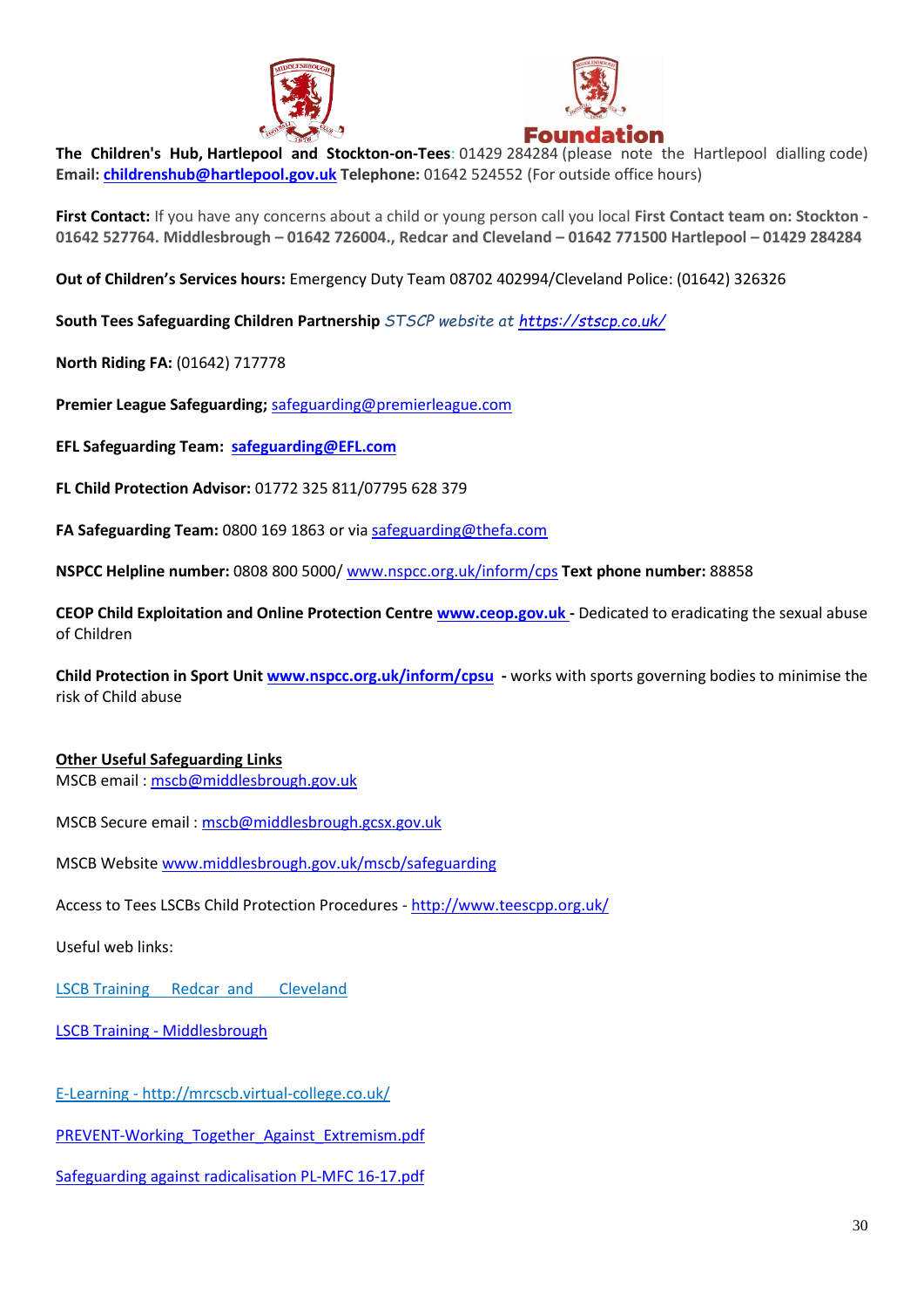**The Children's Hub, Hartlepool and Stockton-on-Tees**: 01429 284284 (please note the Hartlepool dialling code)
**Email:** **childrenshub@hartlepool.gov.uk** **Telephone:** 01642 524552 (For outside office hours)

**First Contact:** If you have any concerns about a child or young person call you local **First Contact team on: Stockton - 01642 527764. Middlesbrough – 01642 726004., Redcar and Cleveland – 01642 771500 Hartlepool – 01429 284284**

**Out of Children's Services hours:** Emergency Duty Team 08702 402994/Cleveland Police: (01642) 326326

**South Tees Safeguarding Children Partnership** *STSCP website at https://stscp.co.uk/*

**North Riding FA:** (01642) 717778

**Premier League Safeguarding;** safeguarding@premierleague.com

**EFL Safeguarding Team:** **safeguarding@EFL.com**

**FL Child Protection Advisor:** 01772 325 811/07795 628 379

**FA Safeguarding Team:** 0800 169 1863 or via safeguarding@thefa.com

**NSPCC Helpline number:** 0808 800 5000/ www.nspcc.org.uk/inform/cps **Text phone number:** 88858

**CEOP Child Exploitation and Online Protection Centre** **www.ceop.gov.uk -** Dedicated to eradicating the sexual abuse of Children

**Child Protection in Sport Unit** **www.nspcc.org.uk/inform/cpsu** **-** works with sports governing bodies to minimise the risk of Child abuse

**Other Useful Safeguarding Links**
MSCB email : mscb@middlesbrough.gov.uk

MSCB Secure email : mscb@middlesbrough.gcsx.gov.uk

MSCB Website www.middlesbrough.gov.uk/mscb/safeguarding

Access to Tees LSCBs Child Protection Procedures - http://www.teescpp.org.uk/

Useful web links:

LSCB Training Redcar and Cleveland

LSCB Training - Middlesbrough

E-Learning - http://mrcscb.virtual-college.co.uk/

PREVENT-Working_Together_Against_Extremism.pdf

Safeguarding against radicalisation PL-MFC 16-17.pdf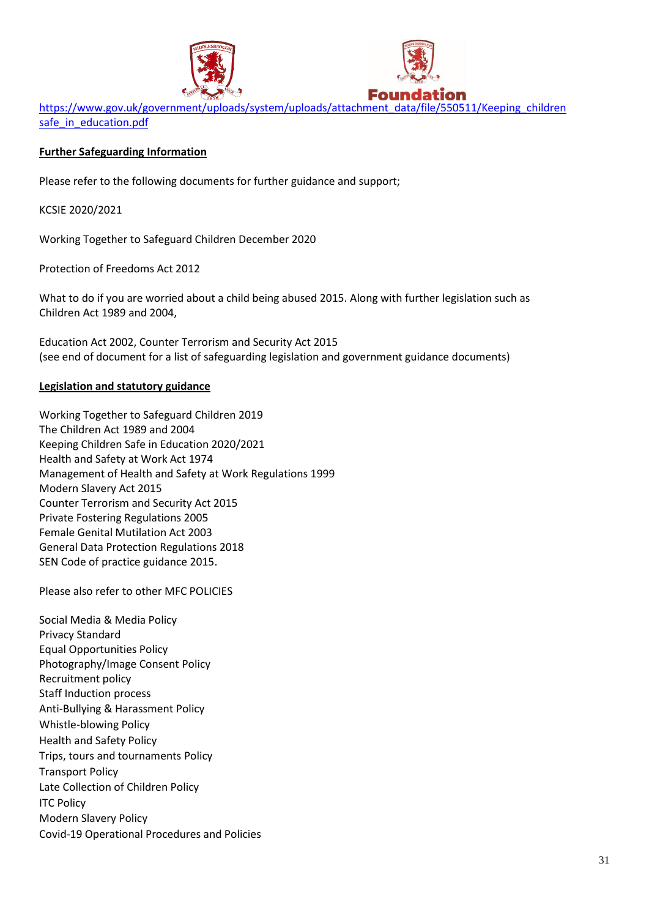https://www.gov.uk/government/uploads/system/uploads/attachment_data/file/550511/Keeping_children safe_in_education.pdf

**Further Safeguarding Information**

Please refer to the following documents for further guidance and support;

KCSIE 2020/2021

Working Together to Safeguard Children December 2020

Protection of Freedoms Act 2012

What to do if you are worried about a child being abused 2015. Along with further legislation such as Children Act 1989 and 2004,

Education Act 2002, Counter Terrorism and Security Act 2015
(see end of document for a list of safeguarding legislation and government guidance documents)

**Legislation and statutory guidance**

Working Together to Safeguard Children 2019
The Children Act 1989 and 2004
Keeping Children Safe in Education 2020/2021
Health and Safety at Work Act 1974
Management of Health and Safety at Work Regulations 1999
Modern Slavery Act 2015
Counter Terrorism and Security Act 2015
Private Fostering Regulations 2005
Female Genital Mutilation Act 2003
General Data Protection Regulations 2018
SEN Code of practice guidance 2015.

Please also refer to other MFC POLICIES

Social Media & Media Policy
Privacy Standard
Equal Opportunities Policy
Photography/Image Consent Policy
Recruitment policy
Staff Induction process
Anti-Bullying & Harassment Policy
Whistle-blowing Policy
Health and Safety Policy
Trips, tours and tournaments Policy
Transport Policy
Late Collection of Children Policy
ITC Policy
Modern Slavery Policy
Covid-19 Operational Procedures and Policies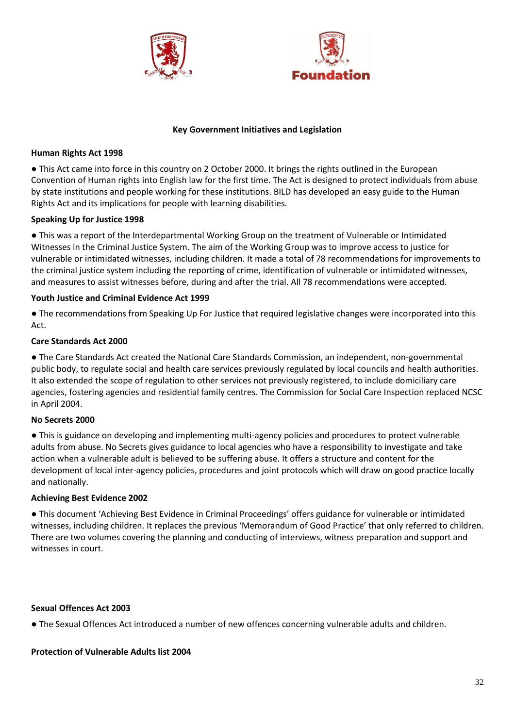## Key Government Initiatives and Legislation

**Human Rights Act 1998**

- This Act came into force in this country on 2 October 2000. It brings the rights outlined in the European Convention of Human rights into English law for the first time. The Act is designed to protect individuals from abuse by state institutions and people working for these institutions. BILD has developed an easy guide to the Human Rights Act and its implications for people with learning disabilities.

**Speaking Up for Justice 1998**

- This was a report of the Interdepartmental Working Group on the treatment of Vulnerable or Intimidated Witnesses in the Criminal Justice System. The aim of the Working Group was to improve access to justice for vulnerable or intimidated witnesses, including children. It made a total of 78 recommendations for improvements to the criminal justice system including the reporting of crime, identification of vulnerable or intimidated witnesses, and measures to assist witnesses before, during and after the trial. All 78 recommendations were accepted.

**Youth Justice and Criminal Evidence Act 1999**

- The recommendations from Speaking Up For Justice that required legislative changes were incorporated into this Act.

**Care Standards Act 2000**

- The Care Standards Act created the National Care Standards Commission, an independent, non-governmental public body, to regulate social and health care services previously regulated by local councils and health authorities. It also extended the scope of regulation to other services not previously registered, to include domiciliary care agencies, fostering agencies and residential family centres. The Commission for Social Care Inspection replaced NCSC in April 2004.

**No Secrets 2000**

- This is guidance on developing and implementing multi-agency policies and procedures to protect vulnerable adults from abuse. No Secrets gives guidance to local agencies who have a responsibility to investigate and take action when a vulnerable adult is believed to be suffering abuse. It offers a structure and content for the development of local inter-agency policies, procedures and joint protocols which will draw on good practice locally and nationally.

**Achieving Best Evidence 2002**

- This document 'Achieving Best Evidence in Criminal Proceedings' offers guidance for vulnerable or intimidated witnesses, including children. It replaces the previous 'Memorandum of Good Practice' that only referred to children. There are two volumes covering the planning and conducting of interviews, witness preparation and support and witnesses in court.

**Sexual Offences Act 2003**

- The Sexual Offences Act introduced a number of new offences concerning vulnerable adults and children.

**Protection of Vulnerable Adults list 2004**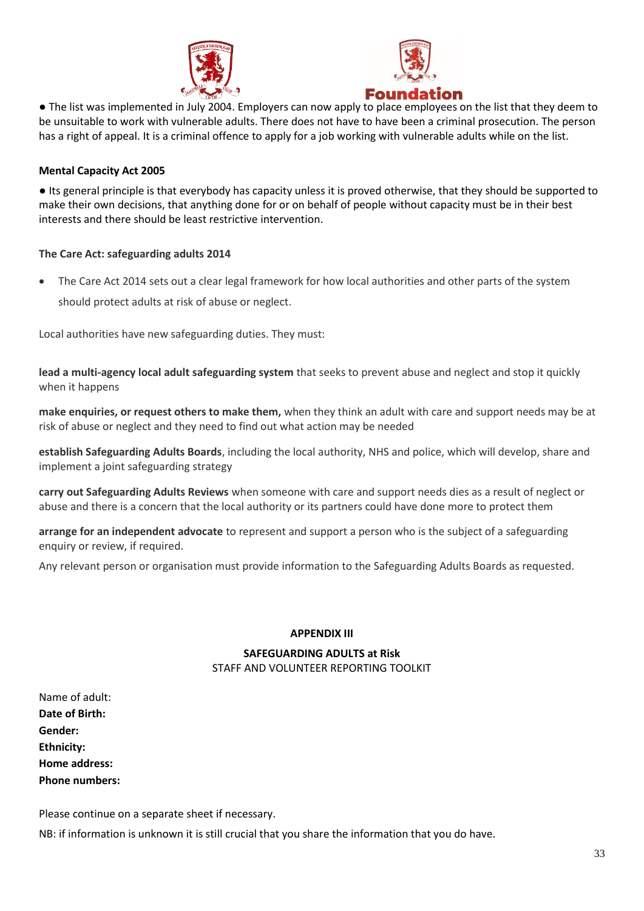● The list was implemented in July 2004. Employers can now apply to place employees on the list that they deem to be unsuitable to work with vulnerable adults. There does not have to have been a criminal prosecution. The person has a right of appeal. It is a criminal offence to apply for a job working with vulnerable adults while on the list.

**Mental Capacity Act 2005**

● Its general principle is that everybody has capacity unless it is proved otherwise, that they should be supported to make their own decisions, that anything done for or on behalf of people without capacity must be in their best interests and there should be least restrictive intervention.

**The Care Act: safeguarding adults 2014**

- The Care Act 2014 sets out a clear legal framework for how local authorities and other parts of the system should protect adults at risk of abuse or neglect.

Local authorities have new safeguarding duties. They must:

**lead a multi-agency local adult safeguarding system** that seeks to prevent abuse and neglect and stop it quickly when it happens

**make enquiries, or request others to make them,** when they think an adult with care and support needs may be at risk of abuse or neglect and they need to find out what action may be needed

**establish Safeguarding Adults Boards**, including the local authority, NHS and police, which will develop, share and implement a joint safeguarding strategy

**carry out Safeguarding Adults Reviews** when someone with care and support needs dies as a result of neglect or abuse and there is a concern that the local authority or its partners could have done more to protect them

**arrange for an independent advocate** to represent and support a person who is the subject of a safeguarding enquiry or review, if required.

Any relevant person or organisation must provide information to the Safeguarding Adults Boards as requested.

**APPENDIX III**

**SAFEGUARDING ADULTS at Risk**

STAFF AND VOLUNTEER REPORTING TOOLKIT

Name of adult:
**Date of Birth:**
**Gender:**
**Ethnicity:**
**Home address:**
**Phone numbers:**

Please continue on a separate sheet if necessary.

NB: if information is unknown it is still crucial that you share the information that you do have.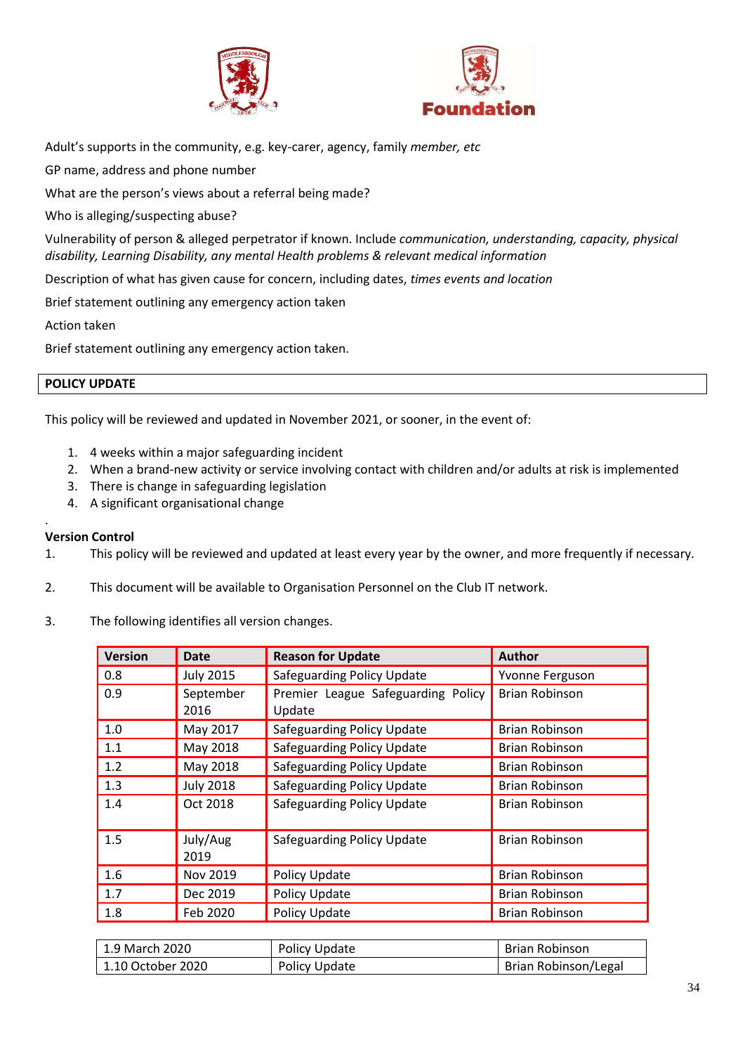Adult's supports in the community, e.g. key-carer, agency, family *member, etc*

GP name, address and phone number

What are the person's views about a referral being made?

Who is alleging/suspecting abuse?

Vulnerability of person & alleged perpetrator if known. Include *communication, understanding, capacity, physical disability, Learning Disability, any mental Health problems & relevant medical information*

Description of what has given cause for concern, including dates, *times events and location*

Brief statement outlining any emergency action taken

Action taken

Brief statement outlining any emergency action taken.

## POLICY UPDATE

This policy will be reviewed and updated in November 2021, or sooner, in the event of:

1. 4 weeks within a major safeguarding incident
2. When a brand-new activity or service involving contact with children and/or adults at risk is implemented
3. There is change in safeguarding legislation
4. A significant organisational change

.

**Version Control**

1. This policy will be reviewed and updated at least every year by the owner, and more frequently if necessary.

2. This document will be available to Organisation Personnel on the Club IT network.

3. The following identifies all version changes.

| Version | Date | Reason for Update | Author |
|---|---|---|---|
| 0.8 | July 2015 | Safeguarding Policy Update | Yvonne Ferguson |
| 0.9 | September 2016 | Premier League Safeguarding Policy Update | Brian Robinson |
| 1.0 | May 2017 | Safeguarding Policy Update | Brian Robinson |
| 1.1 | May 2018 | Safeguarding Policy Update | Brian Robinson |
| 1.2 | May 2018 | Safeguarding Policy Update | Brian Robinson |
| 1.3 | July 2018 | Safeguarding Policy Update | Brian Robinson |
| 1.4 | Oct 2018 | Safeguarding Policy Update | Brian Robinson |
| 1.5 | July/Aug 2019 | Safeguarding Policy Update | Brian Robinson |
| 1.6 | Nov 2019 | Policy Update | Brian Robinson |
| 1.7 | Dec 2019 | Policy Update | Brian Robinson |
| 1.8 | Feb 2020 | Policy Update | Brian Robinson |

| | | |
|---|---|---|
| 1.9 March 2020 | Policy Update | Brian Robinson |
| 1.10 October 2020 | Policy Update | Brian Robinson/Legal |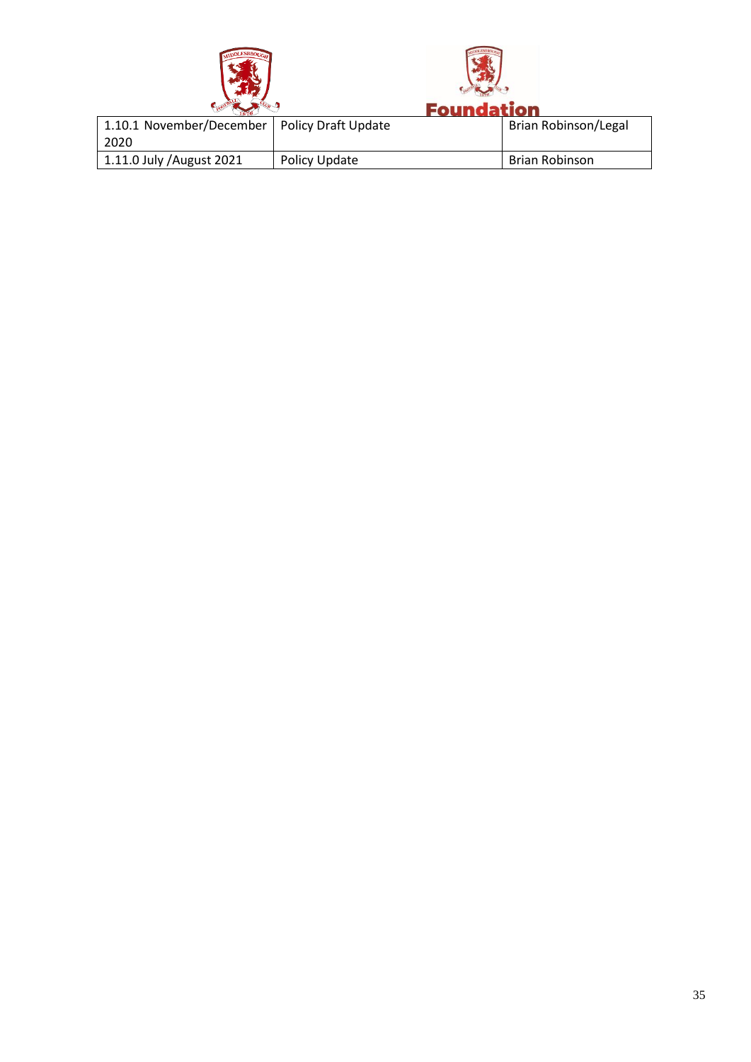| | | |
|---|---|---|
| 1.10.1 November/December 2020 | Policy Draft Update | Brian Robinson/Legal |
| 1.11.0 July /August 2021 | Policy Update | Brian Robinson |